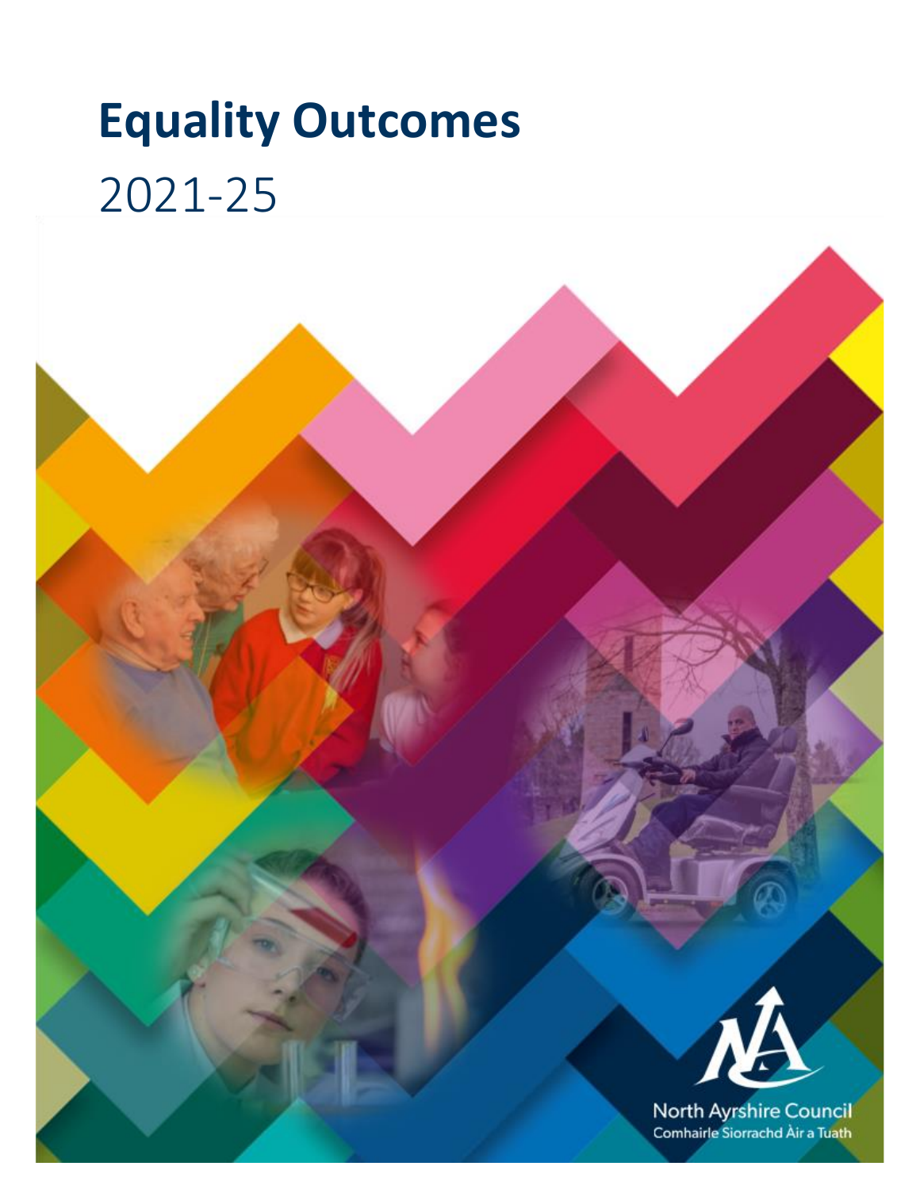# Equality Outcomes

2021-25

North Ayrshire Council
Comhairle Siorrachd Àir a Tuath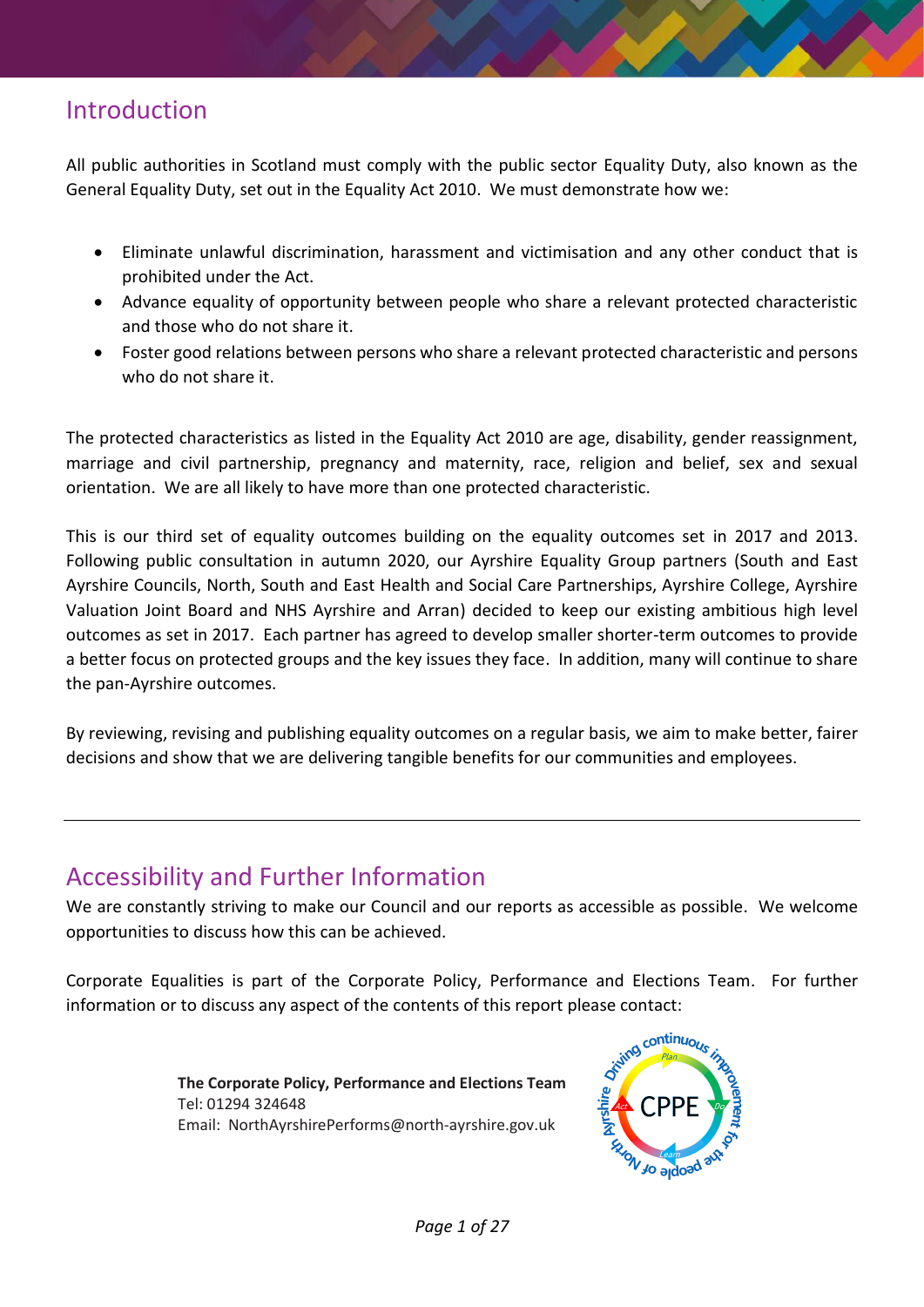## Introduction

All public authorities in Scotland must comply with the public sector Equality Duty, also known as the General Equality Duty, set out in the Equality Act 2010. We must demonstrate how we:

- Eliminate unlawful discrimination, harassment and victimisation and any other conduct that is prohibited under the Act.
- Advance equality of opportunity between people who share a relevant protected characteristic and those who do not share it.
- Foster good relations between persons who share a relevant protected characteristic and persons who do not share it.

The protected characteristics as listed in the Equality Act 2010 are age, disability, gender reassignment, marriage and civil partnership, pregnancy and maternity, race, religion and belief, sex and sexual orientation. We are all likely to have more than one protected characteristic.

This is our third set of equality outcomes building on the equality outcomes set in 2017 and 2013. Following public consultation in autumn 2020, our Ayrshire Equality Group partners (South and East Ayrshire Councils, North, South and East Health and Social Care Partnerships, Ayrshire College, Ayrshire Valuation Joint Board and NHS Ayrshire and Arran) decided to keep our existing ambitious high level outcomes as set in 2017. Each partner has agreed to develop smaller shorter-term outcomes to provide a better focus on protected groups and the key issues they face. In addition, many will continue to share the pan-Ayrshire outcomes.

By reviewing, revising and publishing equality outcomes on a regular basis, we aim to make better, fairer decisions and show that we are delivering tangible benefits for our communities and employees.

---

## Accessibility and Further Information

We are constantly striving to make our Council and our reports as accessible as possible. We welcome opportunities to discuss how this can be achieved.

Corporate Equalities is part of the Corporate Policy, Performance and Elections Team. For further information or to discuss any aspect of the contents of this report please contact:

**The Corporate Policy, Performance and Elections Team**
Tel: 01294 324648
Email: NorthAyrshirePerforms@north-ayrshire.gov.uk

Driving continuous improvement for the people of North Ayrshire — CPPE (Plan, Do, Learn, Act)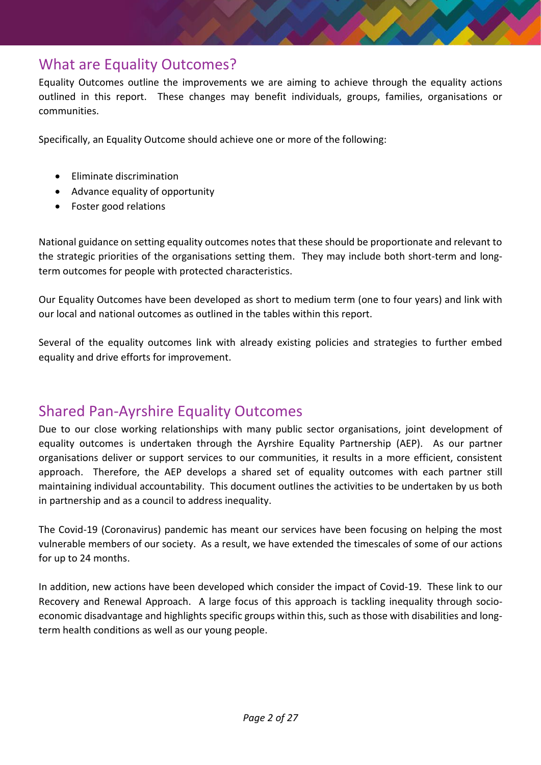## What are Equality Outcomes?

Equality Outcomes outline the improvements we are aiming to achieve through the equality actions outlined in this report. These changes may benefit individuals, groups, families, organisations or communities.

Specifically, an Equality Outcome should achieve one or more of the following:

- Eliminate discrimination
- Advance equality of opportunity
- Foster good relations

National guidance on setting equality outcomes notes that these should be proportionate and relevant to the strategic priorities of the organisations setting them. They may include both short-term and long-term outcomes for people with protected characteristics.

Our Equality Outcomes have been developed as short to medium term (one to four years) and link with our local and national outcomes as outlined in the tables within this report.

Several of the equality outcomes link with already existing policies and strategies to further embed equality and drive efforts for improvement.

## Shared Pan-Ayrshire Equality Outcomes

Due to our close working relationships with many public sector organisations, joint development of equality outcomes is undertaken through the Ayrshire Equality Partnership (AEP). As our partner organisations deliver or support services to our communities, it results in a more efficient, consistent approach. Therefore, the AEP develops a shared set of equality outcomes with each partner still maintaining individual accountability. This document outlines the activities to be undertaken by us both in partnership and as a council to address inequality.

The Covid-19 (Coronavirus) pandemic has meant our services have been focusing on helping the most vulnerable members of our society. As a result, we have extended the timescales of some of our actions for up to 24 months.

In addition, new actions have been developed which consider the impact of Covid-19. These link to our Recovery and Renewal Approach. A large focus of this approach is tackling inequality through socio-economic disadvantage and highlights specific groups within this, such as those with disabilities and long-term health conditions as well as our young people.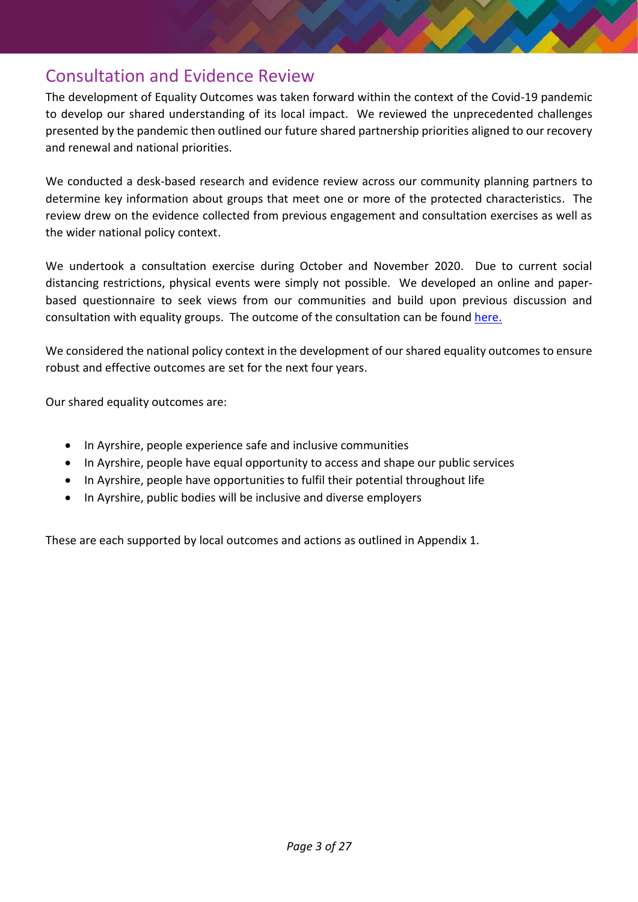## Consultation and Evidence Review

The development of Equality Outcomes was taken forward within the context of the Covid-19 pandemic to develop our shared understanding of its local impact. We reviewed the unprecedented challenges presented by the pandemic then outlined our future shared partnership priorities aligned to our recovery and renewal and national priorities.

We conducted a desk-based research and evidence review across our community planning partners to determine key information about groups that meet one or more of the protected characteristics. The review drew on the evidence collected from previous engagement and consultation exercises as well as the wider national policy context.

We undertook a consultation exercise during October and November 2020. Due to current social distancing restrictions, physical events were simply not possible. We developed an online and paper-based questionnaire to seek views from our communities and build upon previous discussion and consultation with equality groups. The outcome of the consultation can be found here.

We considered the national policy context in the development of our shared equality outcomes to ensure robust and effective outcomes are set for the next four years.

Our shared equality outcomes are:

- In Ayrshire, people experience safe and inclusive communities
- In Ayrshire, people have equal opportunity to access and shape our public services
- In Ayrshire, people have opportunities to fulfil their potential throughout life
- In Ayrshire, public bodies will be inclusive and diverse employers

These are each supported by local outcomes and actions as outlined in Appendix 1.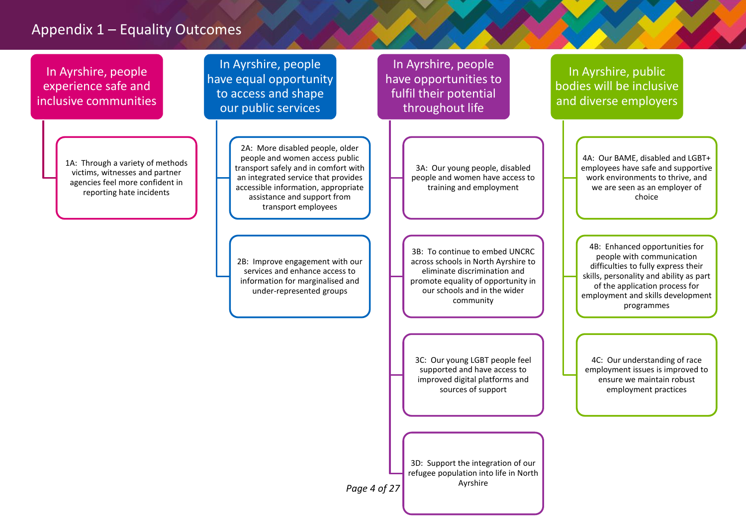# Appendix 1 – Equality Outcomes

## In Ayrshire, people experience safe and inclusive communities

- 1A: Through a variety of methods victims, witnesses and partner agencies feel more confident in reporting hate incidents

## In Ayrshire, people have equal opportunity to access and shape our public services

- 2A: More disabled people, older people and women access public transport safely and in comfort with an integrated service that provides accessible information, appropriate assistance and support from transport employees
- 2B: Improve engagement with our services and enhance access to information for marginalised and under-represented groups

## In Ayrshire, people have opportunities to fulfil their potential throughout life

- 3A: Our young people, disabled people and women have access to training and employment
- 3B: To continue to embed UNCRC across schools in North Ayrshire to eliminate discrimination and promote equality of opportunity in our schools and in the wider community
- 3C: Our young LGBT people feel supported and have access to improved digital platforms and sources of support
- 3D: Support the integration of our refugee population into life in North Ayrshire

## In Ayrshire, public bodies will be inclusive and diverse employers

- 4A: Our BAME, disabled and LGBT+ employees have safe and supportive work environments to thrive, and we are seen as an employer of choice
- 4B: Enhanced opportunities for people with communication difficulties to fully express their skills, personality and ability as part of the application process for employment and skills development programmes
- 4C: Our understanding of race employment issues is improved to ensure we maintain robust employment practices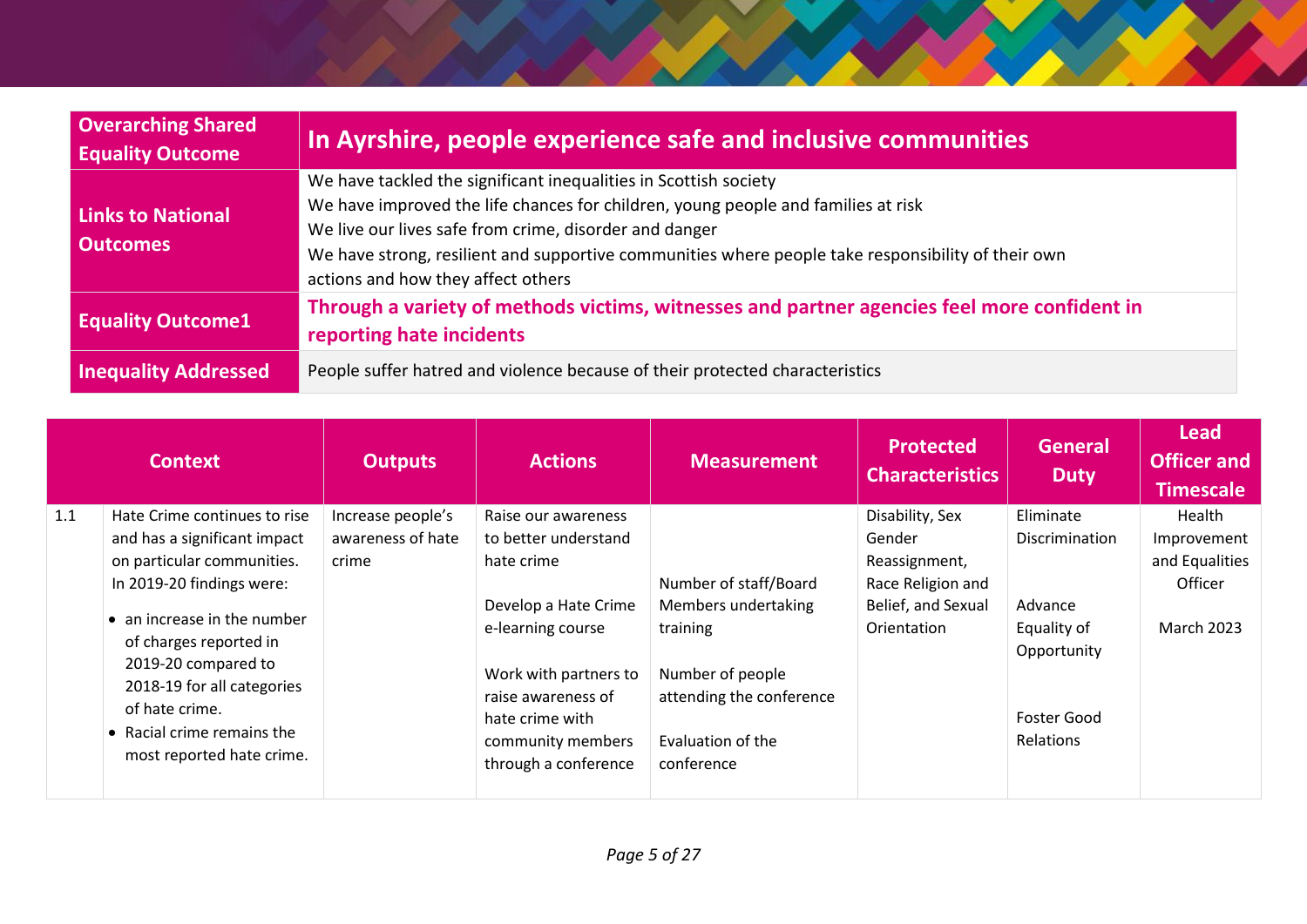| Overarching Shared Equality Outcome | In Ayrshire, people experience safe and inclusive communities |
|---|---|
| Links to National Outcomes | We have tackled the significant inequalities in Scottish society<br>We have improved the life chances for children, young people and families at risk<br>We live our lives safe from crime, disorder and danger<br>We have strong, resilient and supportive communities where people take responsibility of their own actions and how they affect others |
| Equality Outcome1 | **Through a variety of methods victims, witnesses and partner agencies feel more confident in reporting hate incidents** |
| Inequality Addressed | People suffer hatred and violence because of their protected characteristics |

| | Context | Outputs | Actions | Measurement | Protected Characteristics | General Duty | Lead Officer and Timescale |
|---|---|---|---|---|---|---|---|
| 1.1 | Hate Crime continues to rise and has a significant impact on particular communities. In 2019-20 findings were:<br>• an increase in the number of charges reported in 2019-20 compared to 2018-19 for all categories of hate crime.<br>• Racial crime remains the most reported hate crime. | Increase people's awareness of hate crime | Raise our awareness to better understand hate crime<br><br>Develop a Hate Crime e-learning course<br><br>Work with partners to raise awareness of hate crime with community members through a conference | Number of staff/Board Members undertaking training<br><br>Number of people attending the conference<br><br>Evaluation of the conference | Disability, Sex Gender Reassignment, Race Religion and Belief, and Sexual Orientation | Eliminate Discrimination<br><br>Advance Equality of Opportunity<br><br>Foster Good Relations | Health Improvement and Equalities Officer<br><br>March 2023 |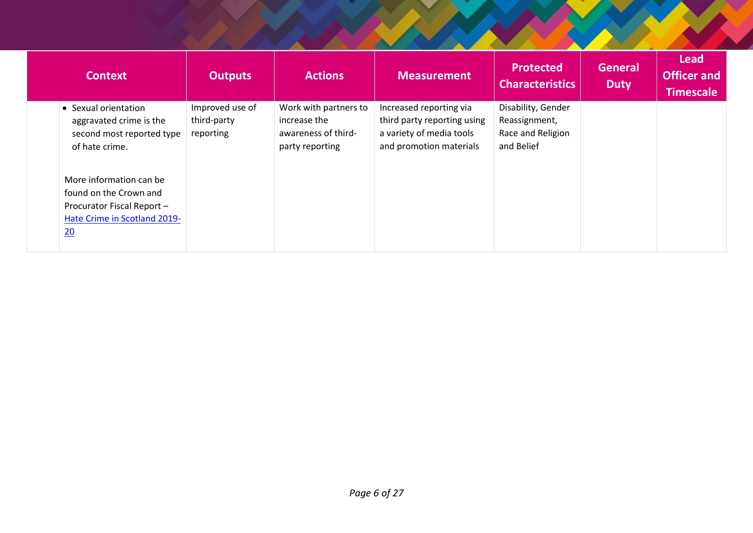| Context | Outputs | Actions | Measurement | Protected Characteristics | General Duty | Lead Officer and Timescale |
|---|---|---|---|---|---|---|
| • Sexual orientation aggravated crime is the second most reported type of hate crime.<br><br>More information can be found on the Crown and Procurator Fiscal Report – [Hate Crime in Scotland 2019-20]() | Improved use of third-party reporting | Work with partners to increase the awareness of third-party reporting | Increased reporting via third party reporting using a variety of media tools and promotion materials | Disability, Gender Reassignment, Race and Religion and Belief | | |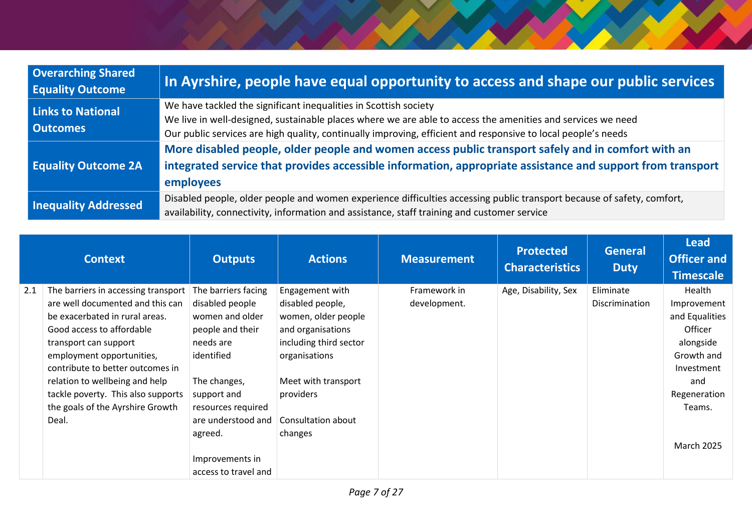| Overarching Shared Equality Outcome | In Ayrshire, people have equal opportunity to access and shape our public services |
|---|---|
| Links to National Outcomes | We have tackled the significant inequalities in Scottish society<br>We live in well-designed, sustainable places where we are able to access the amenities and services we need<br>Our public services are high quality, continually improving, efficient and responsive to local people's needs |
| Equality Outcome 2A | **More disabled people, older people and women access public transport safely and in comfort with an integrated service that provides accessible information, appropriate assistance and support from transport employees** |
| Inequality Addressed | Disabled people, older people and women experience difficulties accessing public transport because of safety, comfort, availability, connectivity, information and assistance, staff training and customer service |

| | Context | Outputs | Actions | Measurement | Protected Characteristics | General Duty | Lead Officer and Timescale |
|---|---|---|---|---|---|---|---|
| 2.1 | The barriers in accessing transport are well documented and this can be exacerbated in rural areas. Good access to affordable transport can support employment opportunities, contribute to better outcomes in relation to wellbeing and help tackle poverty. This also supports the goals of the Ayrshire Growth Deal. | The barriers facing disabled people women and older people and their needs are identified<br><br>The changes, support and resources required are understood and agreed.<br><br>Improvements in access to travel and | Engagement with disabled people, women, older people and organisations including third sector organisations<br><br>Meet with transport providers<br><br>Consultation about changes | Framework in development. | Age, Disability, Sex | Eliminate Discrimination | Health Improvement and Equalities Officer alongside Growth and Investment and Regeneration Teams.<br><br>March 2025 |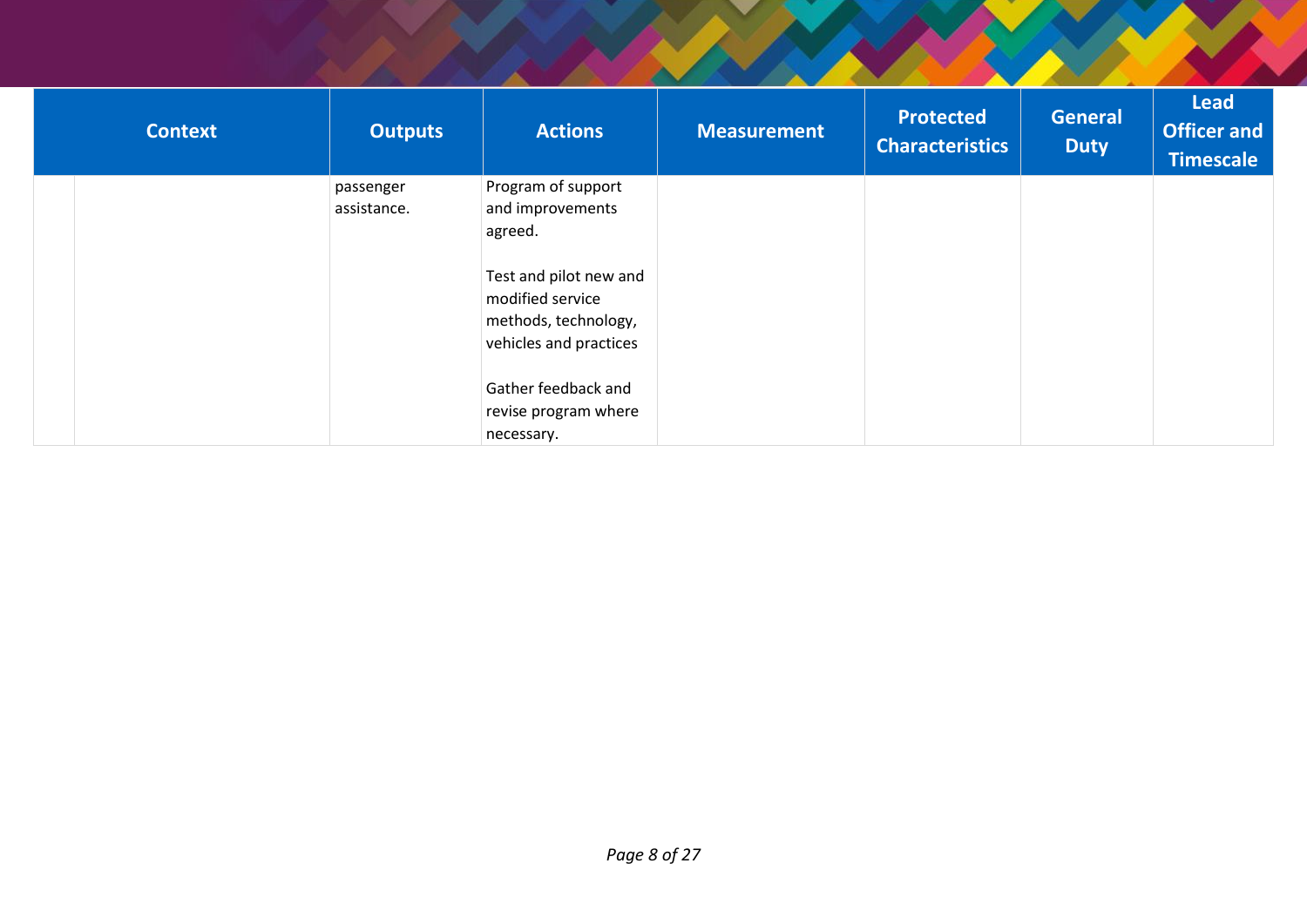| Context | | Outputs | Actions | Measurement | Protected Characteristics | General Duty | Lead Officer and Timescale |
|---|---|---|---|---|---|---|---|
| | | passenger assistance. | Program of support and improvements agreed.<br><br>Test and pilot new and modified service methods, technology, vehicles and practices<br><br>Gather feedback and revise program where necessary. | | | | |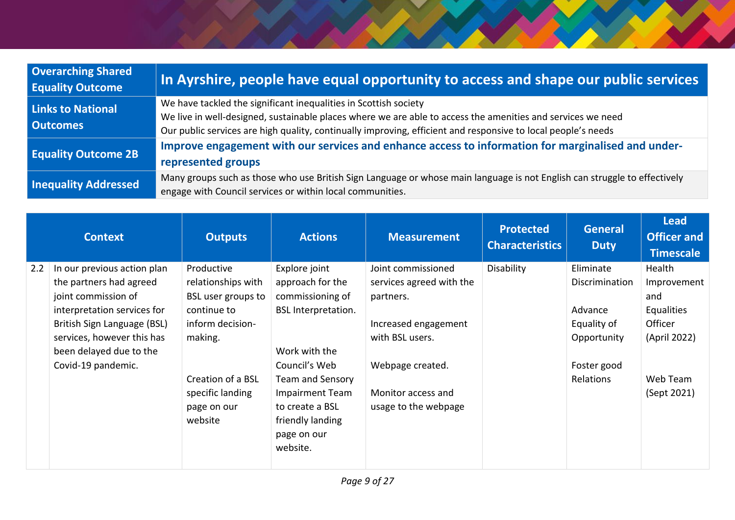| Overarching Shared Equality Outcome | In Ayrshire, people have equal opportunity to access and shape our public services |
|---|---|
| Links to National Outcomes | We have tackled the significant inequalities in Scottish society<br>We live in well-designed, sustainable places where we are able to access the amenities and services we need<br>Our public services are high quality, continually improving, efficient and responsive to local people's needs |
| Equality Outcome 2B | **Improve engagement with our services and enhance access to information for marginalised and under-represented groups** |
| Inequality Addressed | Many groups such as those who use British Sign Language or whose main language is not English can struggle to effectively engage with Council services or within local communities. |

| | Context | Outputs | Actions | Measurement | Protected Characteristics | General Duty | Lead Officer and Timescale |
|---|---|---|---|---|---|---|---|
| 2.2 | In our previous action plan the partners had agreed joint commission of interpretation services for British Sign Language (BSL) services, however this has been delayed due to the Covid-19 pandemic. | Productive relationships with BSL user groups to continue to inform decision-making.<br><br>Creation of a BSL specific landing page on our website | Explore joint approach for the commissioning of BSL Interpretation.<br><br>Work with the Council's Web Team and Sensory Impairment Team to create a BSL friendly landing page on our website. | Joint commissioned services agreed with the partners.<br><br>Increased engagement with BSL users.<br><br>Webpage created.<br><br>Monitor access and usage to the webpage | Disability | Eliminate Discrimination<br><br>Advance Equality of Opportunity<br><br>Foster good Relations | Health Improvement and Equalities Officer (April 2022)<br><br>Web Team (Sept 2021) |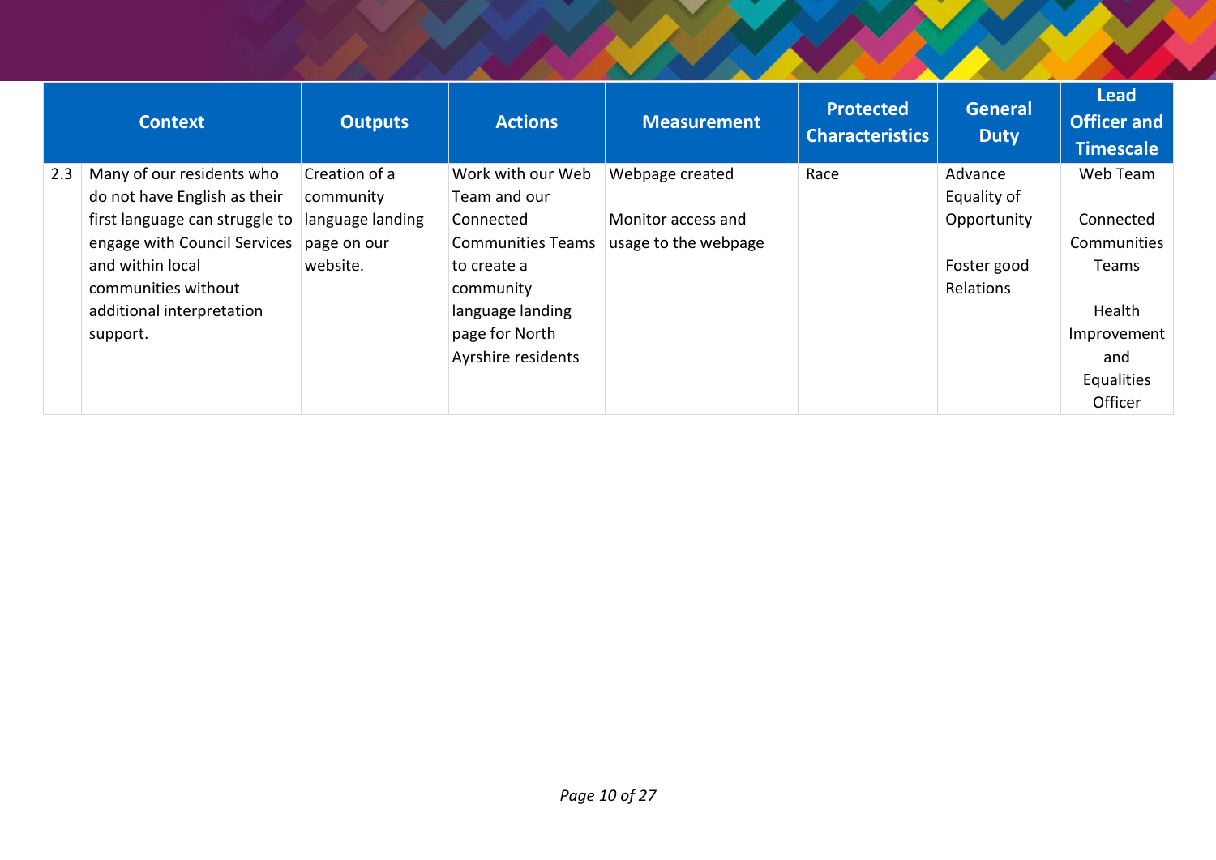| | Context | Outputs | Actions | Measurement | Protected Characteristics | General Duty | Lead Officer and Timescale |
|---|---|---|---|---|---|---|---|
| 2.3 | Many of our residents who do not have English as their first language can struggle to engage with Council Services and within local communities without additional interpretation support. | Creation of a community language landing page on our website. | Work with our Web Team and our Connected Communities Teams to create a community language landing page for North Ayrshire residents | Webpage created<br><br>Monitor access and usage to the webpage | Race | Advance Equality of Opportunity<br><br>Foster good Relations | Web Team<br><br>Connected Communities Teams<br><br>Health Improvement and Equalities Officer |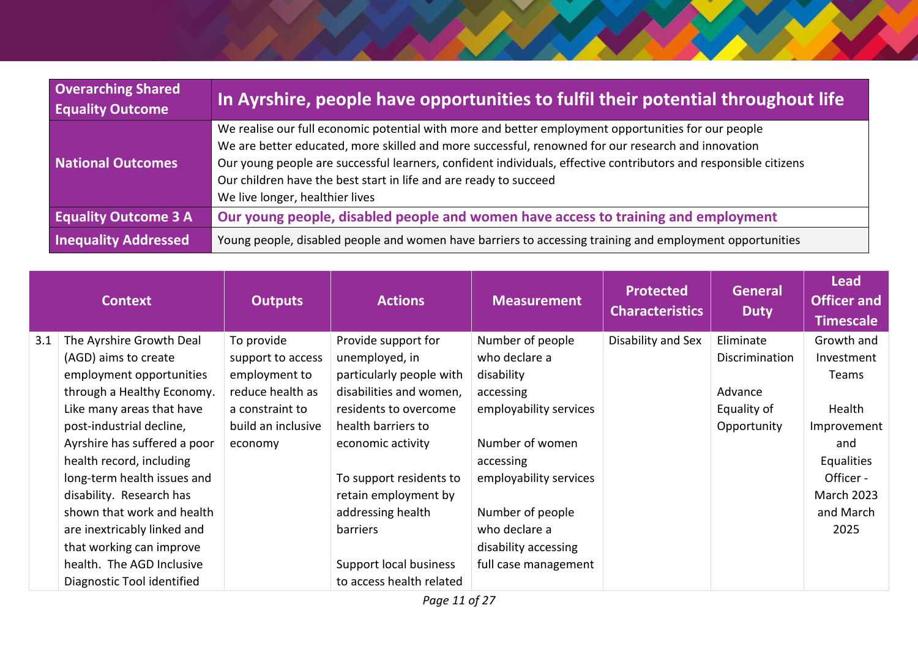| Overarching Shared Equality Outcome | In Ayrshire, people have opportunities to fulfil their potential throughout life |
| --- | --- |
| National Outcomes | We realise our full economic potential with more and better employment opportunities for our people<br>We are better educated, more skilled and more successful, renowned for our research and innovation<br>Our young people are successful learners, confident individuals, effective contributors and responsible citizens<br>Our children have the best start in life and are ready to succeed<br>We live longer, healthier lives |
| Equality Outcome 3 A | Our young people, disabled people and women have access to training and employment |
| Inequality Addressed | Young people, disabled people and women have barriers to accessing training and employment opportunities |

| | Context | Outputs | Actions | Measurement | Protected Characteristics | General Duty | Lead Officer and Timescale |
| --- | --- | --- | --- | --- | --- | --- | --- |
| 3.1 | The Ayrshire Growth Deal (AGD) aims to create employment opportunities through a Healthy Economy. Like many areas that have post-industrial decline, Ayrshire has suffered a poor health record, including long-term health issues and disability. Research has shown that work and health are inextricably linked and that working can improve health. The AGD Inclusive Diagnostic Tool identified | To provide support to access employment to reduce health as a constraint to build an inclusive economy | Provide support for unemployed, in particularly people with disabilities and women, residents to overcome health barriers to economic activity<br><br>To support residents to retain employment by addressing health barriers<br><br>Support local business to access health related | Number of people who declare a disability accessing employability services<br><br>Number of women accessing employability services<br><br>Number of people who declare a disability accessing full case management | Disability and Sex | Eliminate Discrimination<br><br>Advance Equality of Opportunity | Growth and Investment Teams<br><br>Health Improvement and Equalities Officer - March 2023 and March 2025 |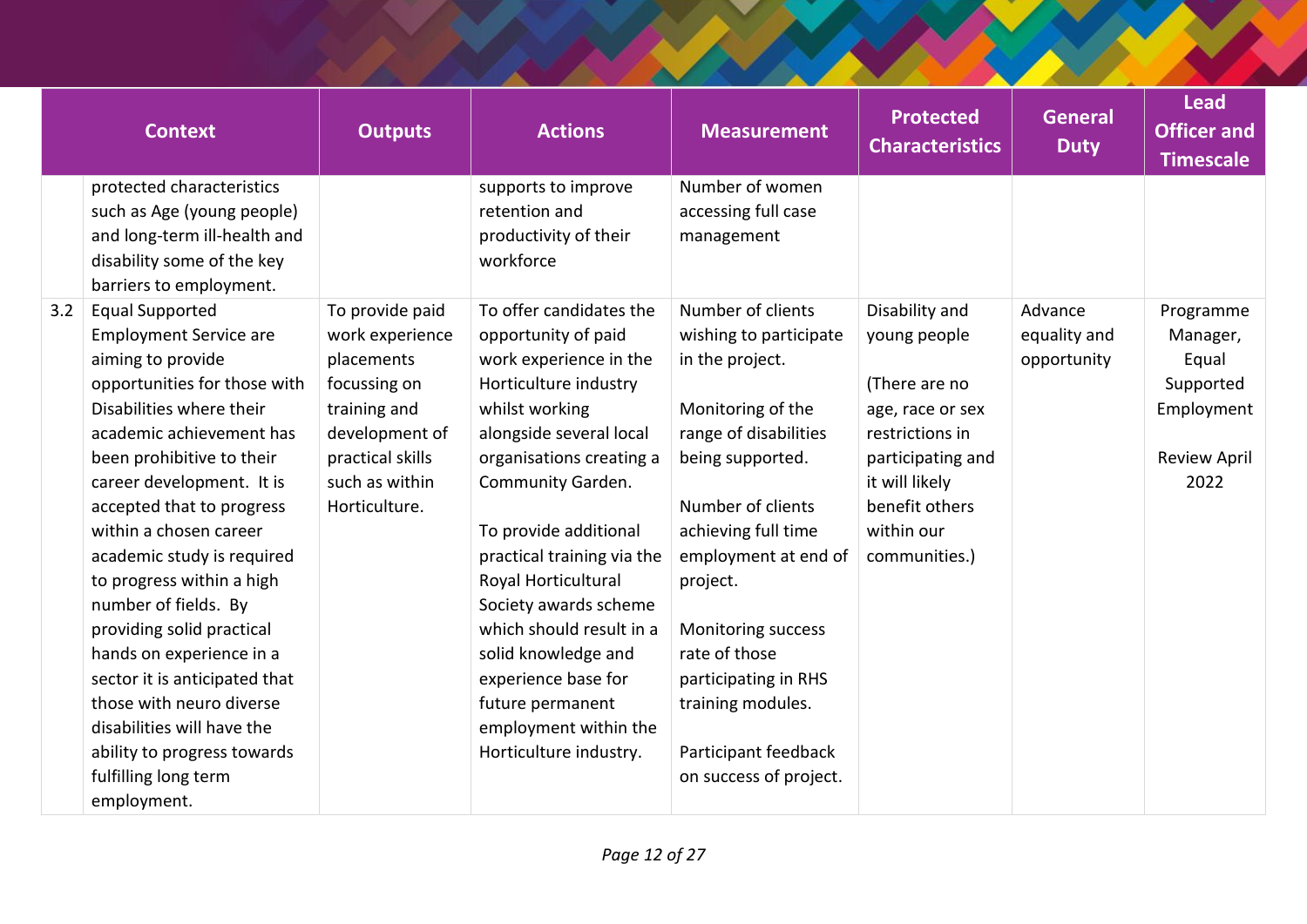| | Context | Outputs | Actions | Measurement | Protected Characteristics | General Duty | Lead Officer and Timescale |
|---|---|---|---|---|---|---|---|
| | protected characteristics such as Age (young people) and long-term ill-health and disability some of the key barriers to employment. | | supports to improve retention and productivity of their workforce | Number of women accessing full case management | | | |
| 3.2 | Equal Supported Employment Service are aiming to provide opportunities for those with Disabilities where their academic achievement has been prohibitive to their career development. It is accepted that to progress within a chosen career academic study is required to progress within a high number of fields. By providing solid practical hands on experience in a sector it is anticipated that those with neuro diverse disabilities will have the ability to progress towards fulfilling long term employment. | To provide paid work experience placements focussing on training and development of practical skills such as within Horticulture. | To offer candidates the opportunity of paid work experience in the Horticulture industry whilst working alongside several local organisations creating a Community Garden.<br><br>To provide additional practical training via the Royal Horticultural Society awards scheme which should result in a solid knowledge and experience base for future permanent employment within the Horticulture industry. | Number of clients wishing to participate in the project.<br><br>Monitoring of the range of disabilities being supported.<br><br>Number of clients achieving full time employment at end of project.<br><br>Monitoring success rate of those participating in RHS training modules.<br><br>Participant feedback on success of project. | Disability and young people<br><br>(There are no age, race or sex restrictions in participating and it will likely benefit others within our communities.) | Advance equality and opportunity | Programme Manager, Equal Supported Employment<br><br>Review April 2022 |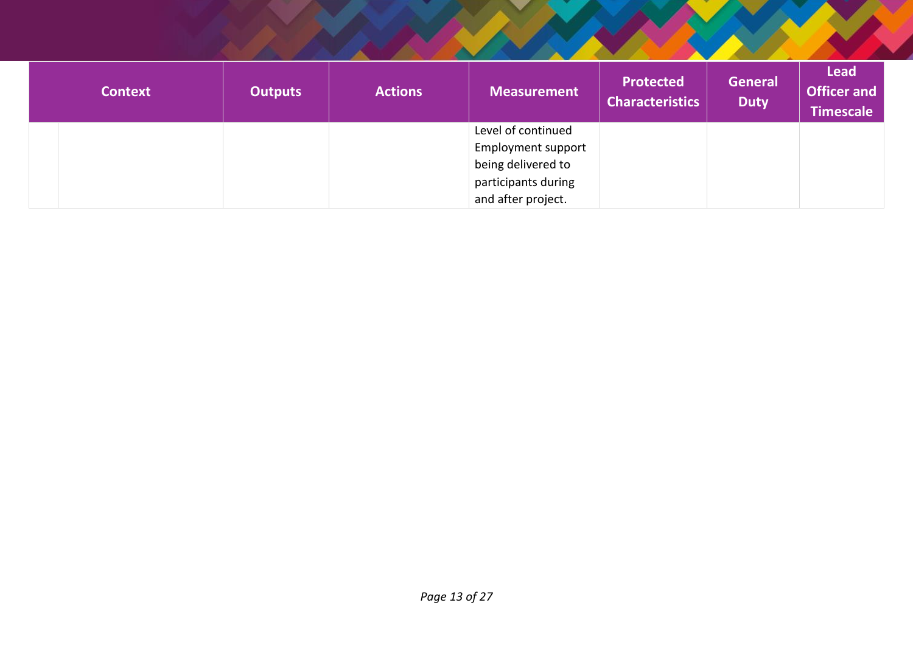| Context | | Outputs | Actions | Measurement | Protected Characteristics | General Duty | Lead Officer and Timescale |
|---|---|---|---|---|---|---|---|
| | | | | Level of continued Employment support being delivered to participants during and after project. | | | |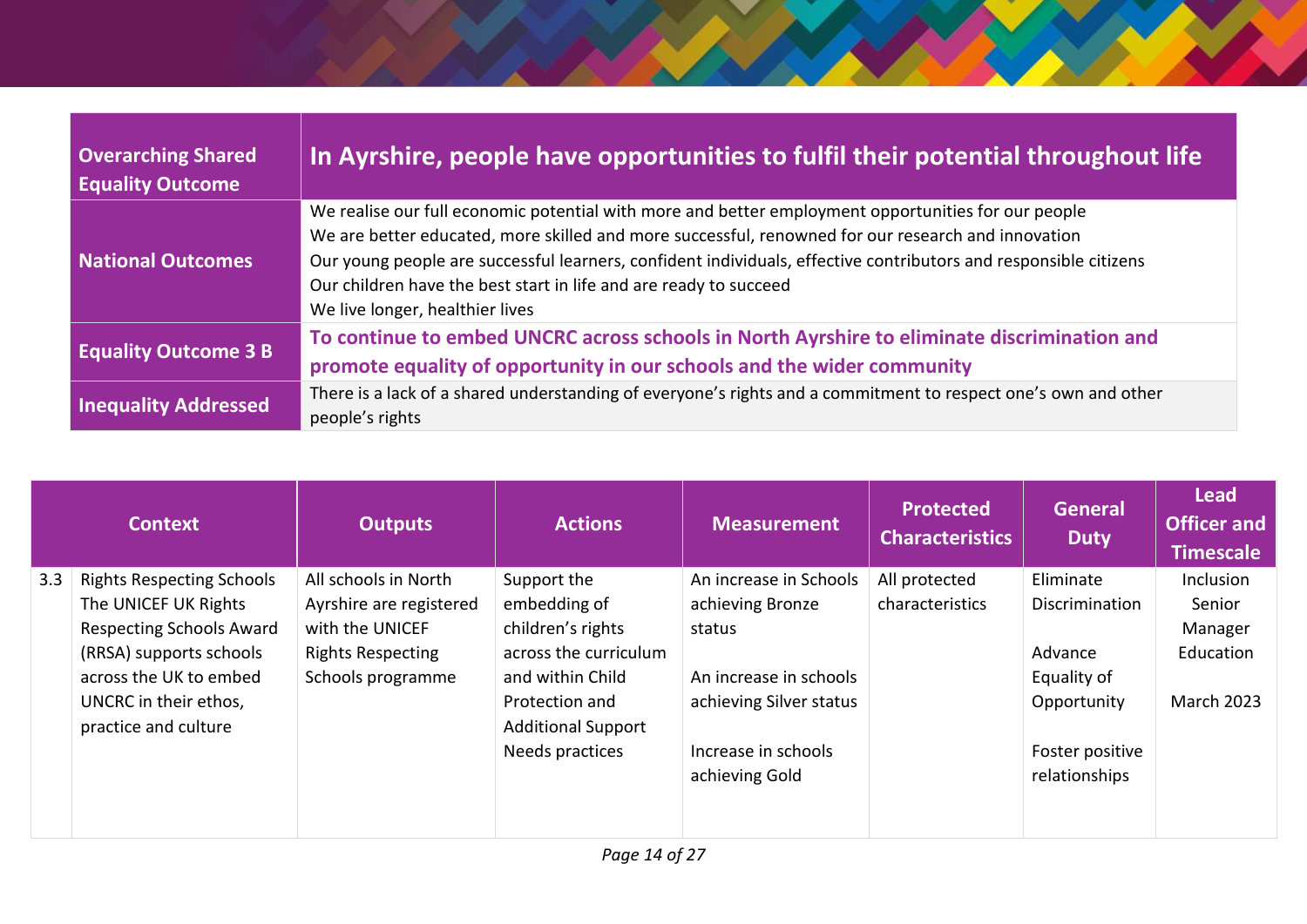| Overarching Shared Equality Outcome | In Ayrshire, people have opportunities to fulfil their potential throughout life |
|---|---|
| National Outcomes | We realise our full economic potential with more and better employment opportunities for our people<br>We are better educated, more skilled and more successful, renowned for our research and innovation<br>Our young people are successful learners, confident individuals, effective contributors and responsible citizens<br>Our children have the best start in life and are ready to succeed<br>We live longer, healthier lives |
| Equality Outcome 3 B | **To continue to embed UNCRC across schools in North Ayrshire to eliminate discrimination and promote equality of opportunity in our schools and the wider community** |
| Inequality Addressed | There is a lack of a shared understanding of everyone's rights and a commitment to respect one's own and other people's rights |

| | Context | Outputs | Actions | Measurement | Protected Characteristics | General Duty | Lead Officer and Timescale |
|---|---|---|---|---|---|---|---|
| 3.3 | Rights Respecting Schools The UNICEF UK Rights Respecting Schools Award (RRSA) supports schools across the UK to embed UNCRC in their ethos, practice and culture | All schools in North Ayrshire are registered with the UNICEF Rights Respecting Schools programme | Support the embedding of children's rights across the curriculum and within Child Protection and Additional Support Needs practices | An increase in Schools achieving Bronze status<br><br>An increase in schools achieving Silver status<br><br>Increase in schools achieving Gold | All protected characteristics | Eliminate Discrimination<br><br>Advance Equality of Opportunity<br><br>Foster positive relationships | Inclusion Senior Manager Education<br><br>March 2023 |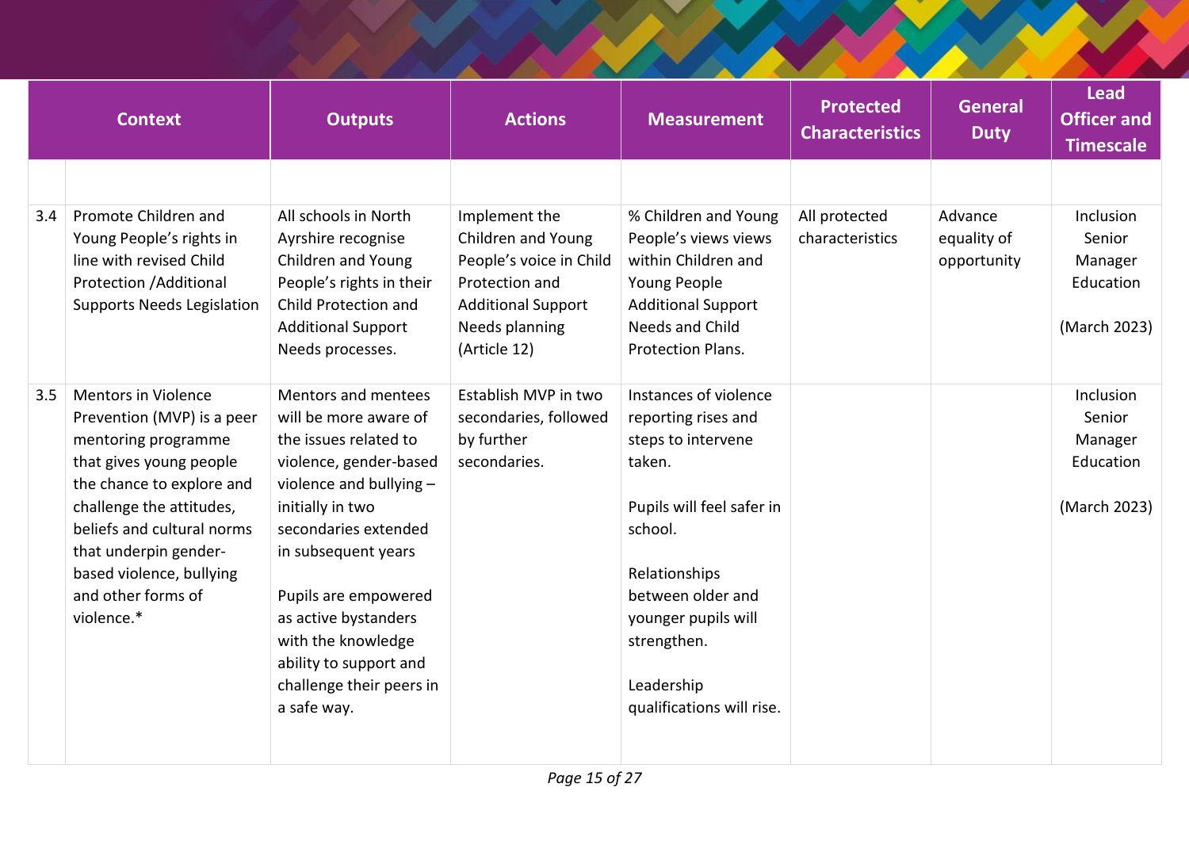| | Context | Outputs | Actions | Measurement | Protected Characteristics | General Duty | Lead Officer and Timescale |
|---|---|---|---|---|---|---|---|
| | | | | | | | |
| 3.4 | Promote Children and Young People's rights in line with revised Child Protection /Additional Supports Needs Legislation | All schools in North Ayrshire recognise Children and Young People's rights in their Child Protection and Additional Support Needs processes. | Implement the Children and Young People's voice in Child Protection and Additional Support Needs planning (Article 12) | % Children and Young People's views views within Children and Young People Additional Support Needs and Child Protection Plans. | All protected characteristics | Advance equality of opportunity | Inclusion Senior Manager Education<br><br>(March 2023) |
| 3.5 | Mentors in Violence Prevention (MVP) is a peer mentoring programme that gives young people the chance to explore and challenge the attitudes, beliefs and cultural norms that underpin gender-based violence, bullying and other forms of violence.* | Mentors and mentees will be more aware of the issues related to violence, gender-based violence and bullying – initially in two secondaries extended in subsequent years<br><br>Pupils are empowered as active bystanders with the knowledge ability to support and challenge their peers in a safe way. | Establish MVP in two secondaries, followed by further secondaries. | Instances of violence reporting rises and steps to intervene taken.<br><br>Pupils will feel safer in school.<br><br>Relationships between older and younger pupils will strengthen.<br><br>Leadership qualifications will rise. | | | Inclusion Senior Manager Education<br><br>(March 2023) |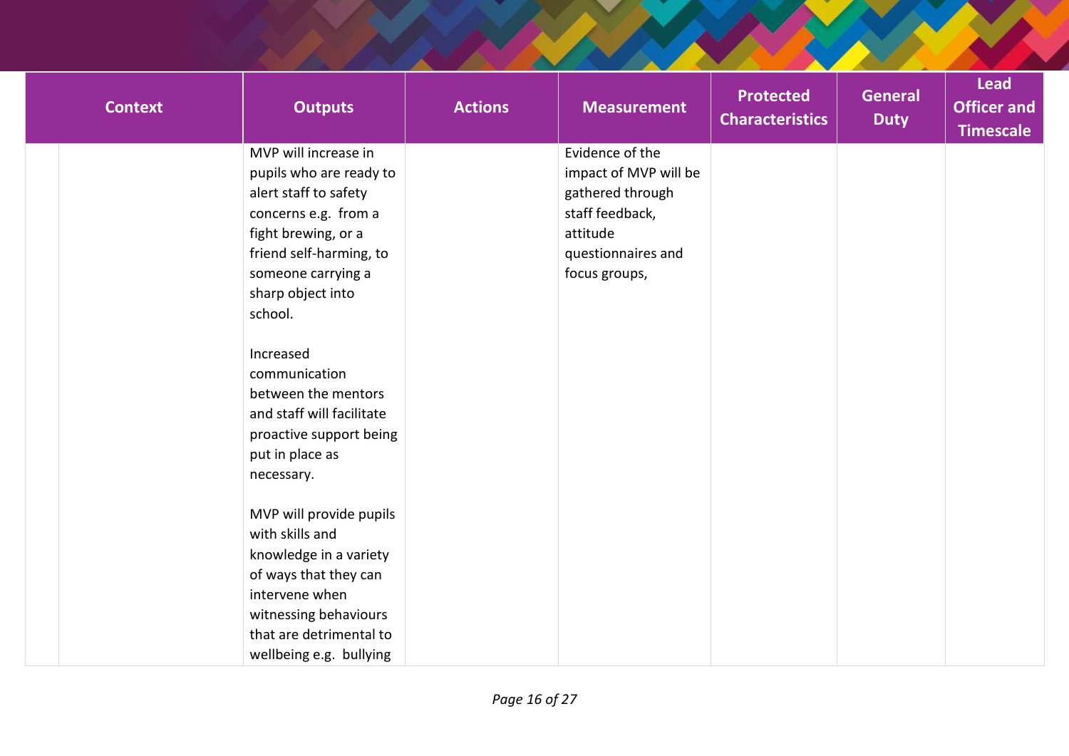| Context | Outputs | Actions | Measurement | Protected Characteristics | General Duty | Lead Officer and Timescale |
|---|---|---|---|---|---|---|
| | MVP will increase in pupils who are ready to alert staff to safety concerns e.g. from a fight brewing, or a friend self-harming, to someone carrying a sharp object into school.<br><br>Increased communication between the mentors and staff will facilitate proactive support being put in place as necessary.<br><br>MVP will provide pupils with skills and knowledge in a variety of ways that they can intervene when witnessing behaviours that are detrimental to wellbeing e.g. bullying | | Evidence of the impact of MVP will be gathered through staff feedback, attitude questionnaires and focus groups, | | | |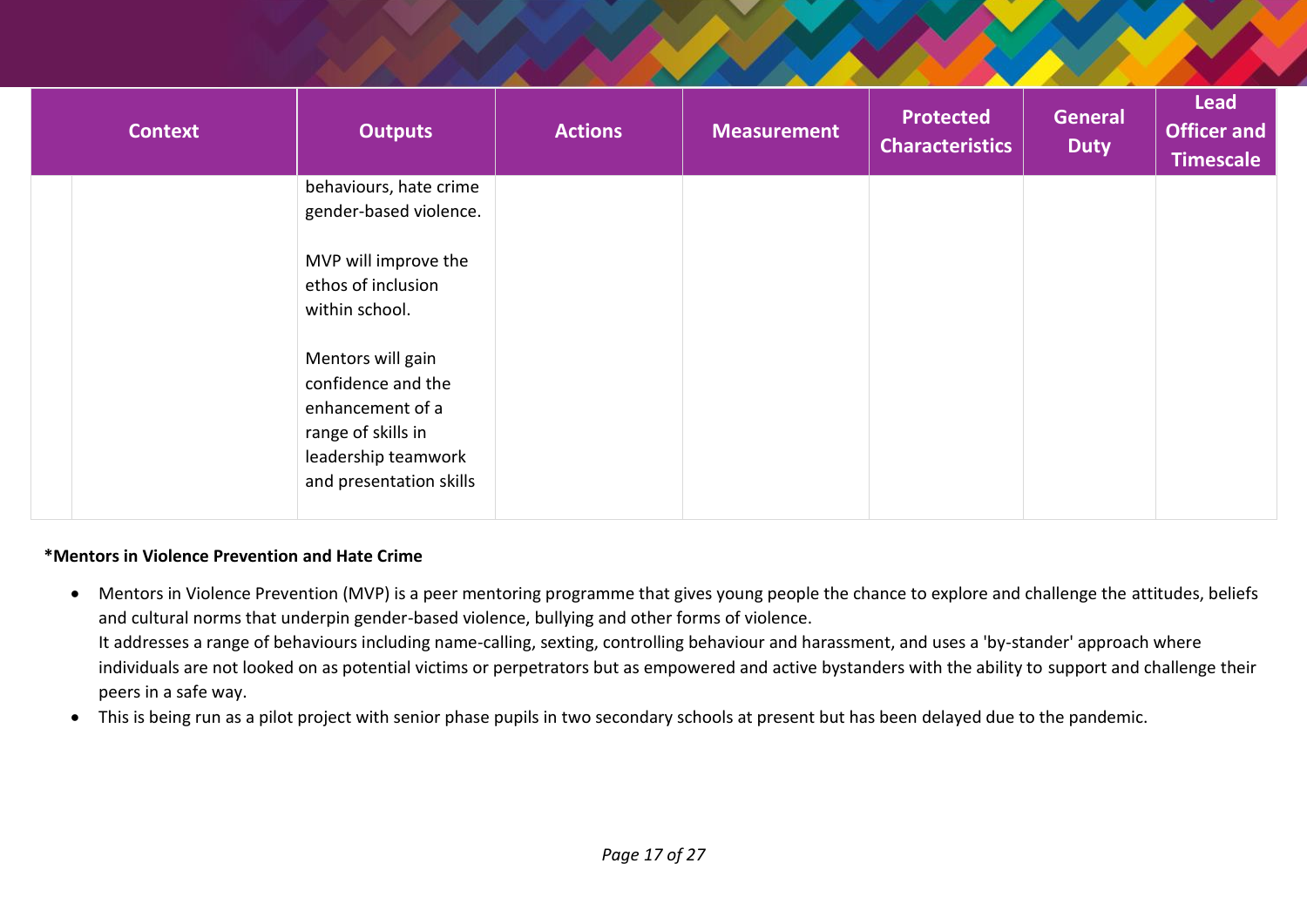| Context | Outputs | Actions | Measurement | Protected Characteristics | General Duty | Lead Officer and Timescale |
|---|---|---|---|---|---|---|
| | behaviours, hate crime gender-based violence.<br><br>MVP will improve the ethos of inclusion within school.<br><br>Mentors will gain confidence and the enhancement of a range of skills in leadership teamwork and presentation skills | | | | | |

**\*Mentors in Violence Prevention and Hate Crime**

- Mentors in Violence Prevention (MVP) is a peer mentoring programme that gives young people the chance to explore and challenge the attitudes, beliefs and cultural norms that underpin gender-based violence, bullying and other forms of violence.
  It addresses a range of behaviours including name-calling, sexting, controlling behaviour and harassment, and uses a 'by-stander' approach where individuals are not looked on as potential victims or perpetrators but as empowered and active bystanders with the ability to support and challenge their peers in a safe way.
- This is being run as a pilot project with senior phase pupils in two secondary schools at present but has been delayed due to the pandemic.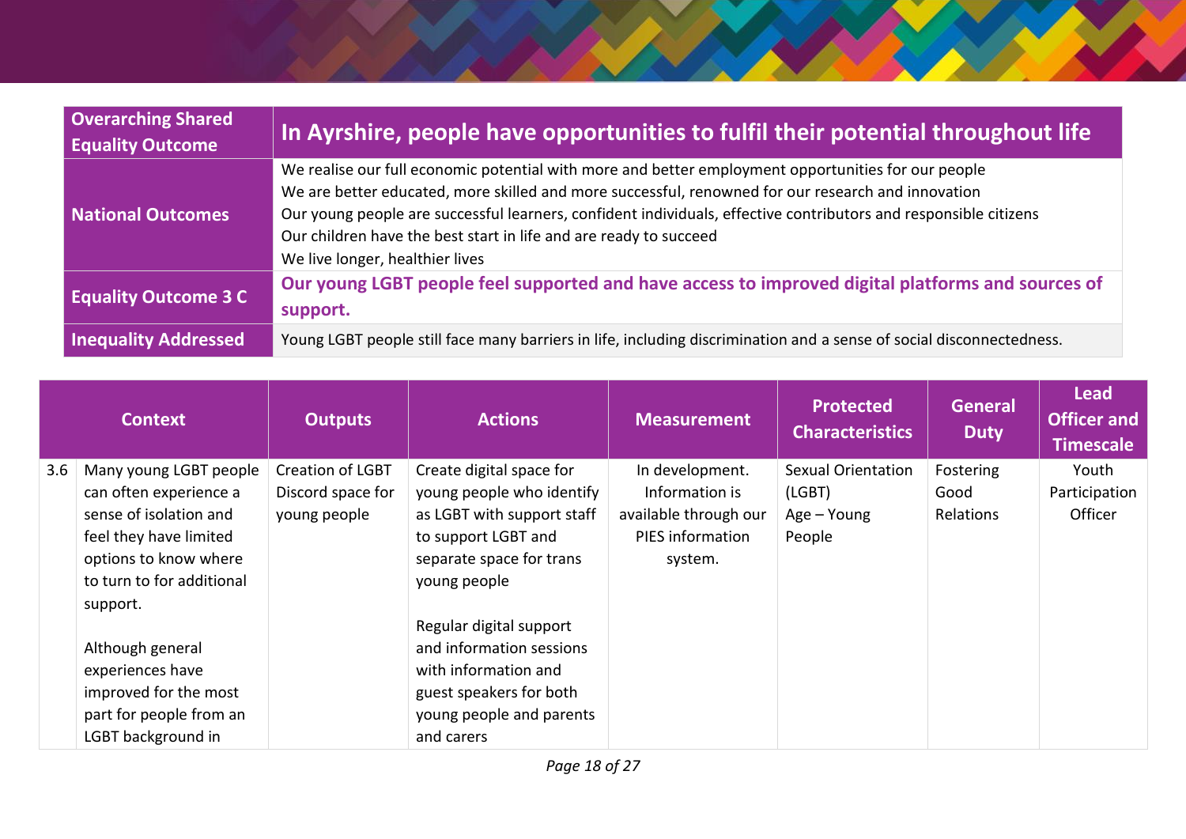| Overarching Shared Equality Outcome | In Ayrshire, people have opportunities to fulfil their potential throughout life |
|---|---|
| National Outcomes | We realise our full economic potential with more and better employment opportunities for our people<br>We are better educated, more skilled and more successful, renowned for our research and innovation<br>Our young people are successful learners, confident individuals, effective contributors and responsible citizens<br>Our children have the best start in life and are ready to succeed<br>We live longer, healthier lives |
| Equality Outcome 3 C | **Our young LGBT people feel supported and have access to improved digital platforms and sources of support.** |
| Inequality Addressed | Young LGBT people still face many barriers in life, including discrimination and a sense of social disconnectedness. |

| | Context | Outputs | Actions | Measurement | Protected Characteristics | General Duty | Lead Officer and Timescale |
|---|---|---|---|---|---|---|---|
| 3.6 | Many young LGBT people can often experience a sense of isolation and feel they have limited options to know where to turn to for additional support.<br><br>Although general experiences have improved for the most part for people from an LGBT background in | Creation of LGBT Discord space for young people | Create digital space for young people who identify as LGBT with support staff to support LGBT and separate space for trans young people<br><br>Regular digital support and information sessions with information and guest speakers for both young people and parents and carers | In development. Information is available through our PIES information system. | Sexual Orientation (LGBT)<br>Age – Young People | Fostering Good Relations | Youth Participation Officer |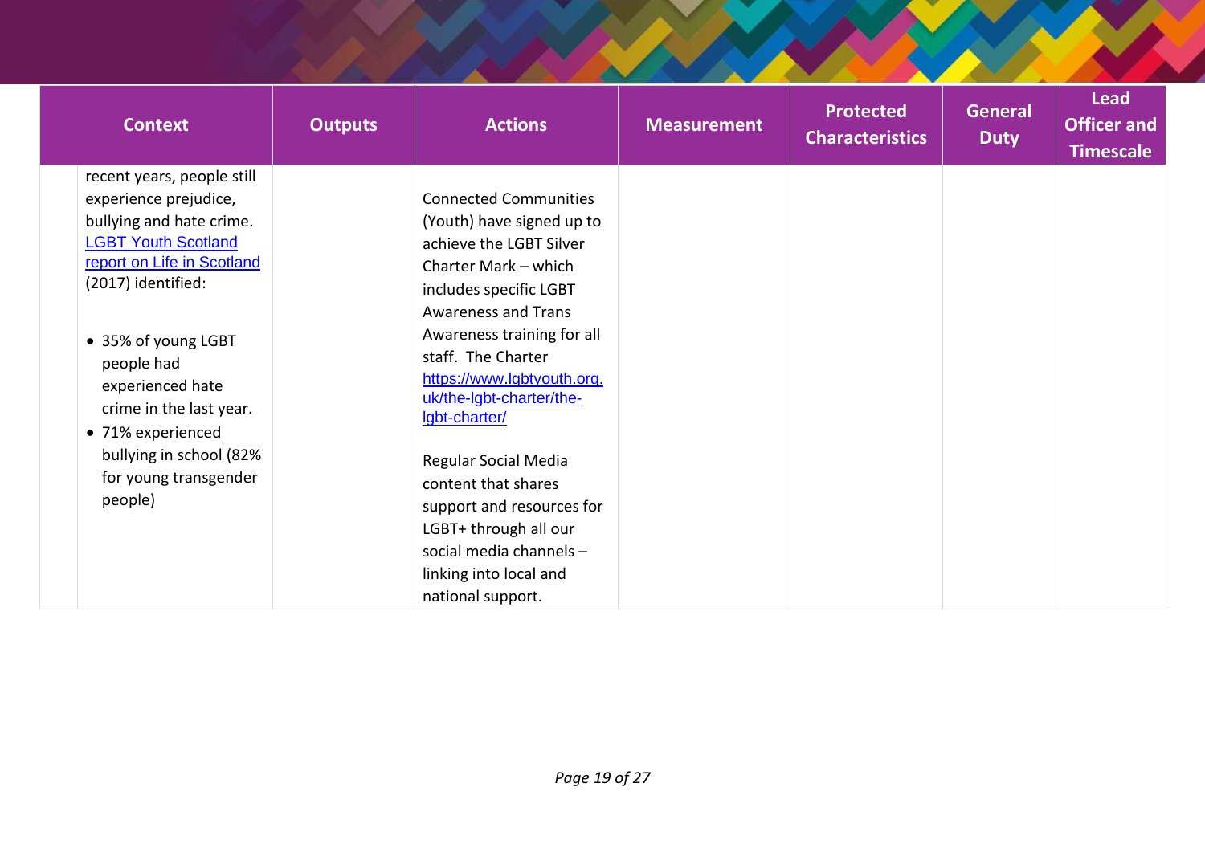| Context | Outputs | Actions | Measurement | Protected Characteristics | General Duty | Lead Officer and Timescale |
|---|---|---|---|---|---|---|
| recent years, people still experience prejudice, bullying and hate crime. [LGBT Youth Scotland report on Life in Scotland](#) (2017) identified:<br><br>• 35% of young LGBT people had experienced hate crime in the last year.<br>• 71% experienced bullying in school (82% for young transgender people) | | Connected Communities (Youth) have signed up to achieve the LGBT Silver Charter Mark – which includes specific LGBT Awareness and Trans Awareness training for all staff. The Charter https://www.lgbtyouth.org.uk/the-lgbt-charter/the-lgbt-charter/<br><br>Regular Social Media content that shares support and resources for LGBT+ through all our social media channels – linking into local and national support. | | | | |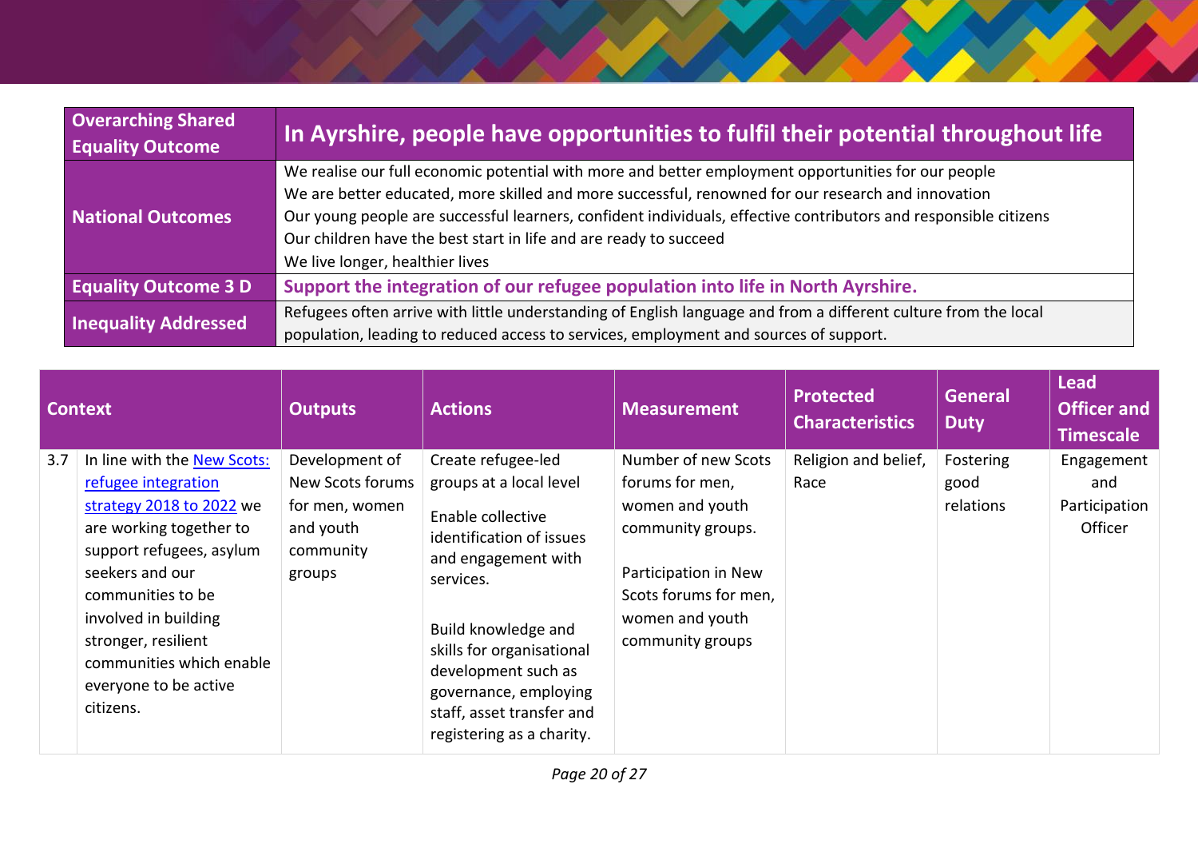| Overarching Shared Equality Outcome | In Ayrshire, people have opportunities to fulfil their potential throughout life |
|---|---|
| National Outcomes | We realise our full economic potential with more and better employment opportunities for our people<br>We are better educated, more skilled and more successful, renowned for our research and innovation<br>Our young people are successful learners, confident individuals, effective contributors and responsible citizens<br>Our children have the best start in life and are ready to succeed<br>We live longer, healthier lives |
| Equality Outcome 3 D | **Support the integration of our refugee population into life in North Ayrshire.** |
| Inequality Addressed | Refugees often arrive with little understanding of English language and from a different culture from the local population, leading to reduced access to services, employment and sources of support. |

| Context | | Outputs | Actions | Measurement | Protected Characteristics | General Duty | Lead Officer and Timescale |
|---|---|---|---|---|---|---|---|
| 3.7 | In line with the [New Scots: refugee integration strategy 2018 to 2022]() we are working together to support refugees, asylum seekers and our communities to be involved in building stronger, resilient communities which enable everyone to be active citizens. | Development of New Scots forums for men, women and youth community groups | Create refugee-led groups at a local level<br><br>Enable collective identification of issues and engagement with services.<br><br>Build knowledge and skills for organisational development such as governance, employing staff, asset transfer and registering as a charity. | Number of new Scots forums for men, women and youth community groups.<br><br>Participation in New Scots forums for men, women and youth community groups | Religion and belief, Race | Fostering good relations | Engagement and Participation Officer |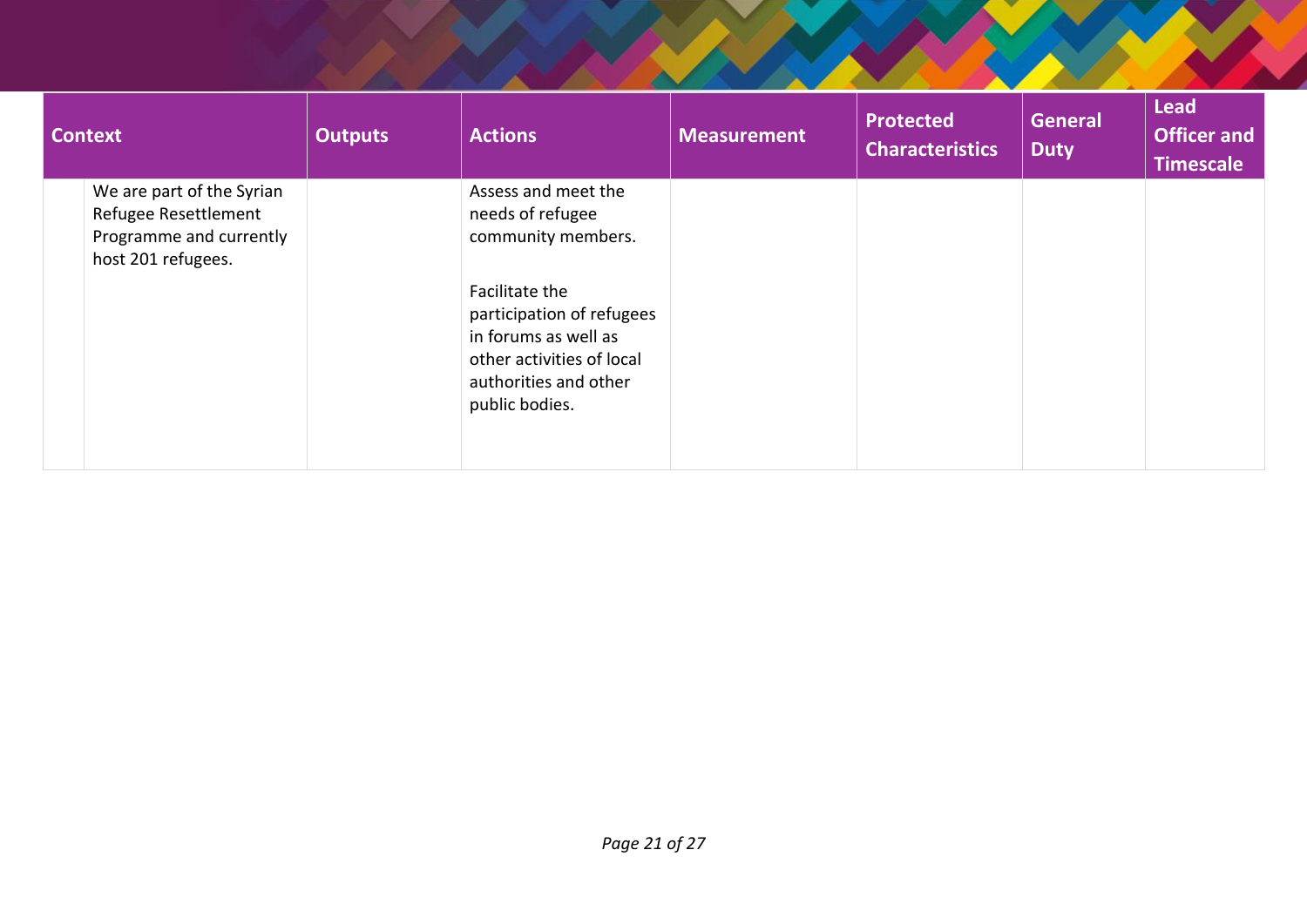| Context | Outputs | Actions | Measurement | Protected Characteristics | General Duty | Lead Officer and Timescale |
|---|---|---|---|---|---|---|
| We are part of the Syrian Refugee Resettlement Programme and currently host 201 refugees. | | Assess and meet the needs of refugee community members.<br><br>Facilitate the participation of refugees in forums as well as other activities of local authorities and other public bodies. | | | | |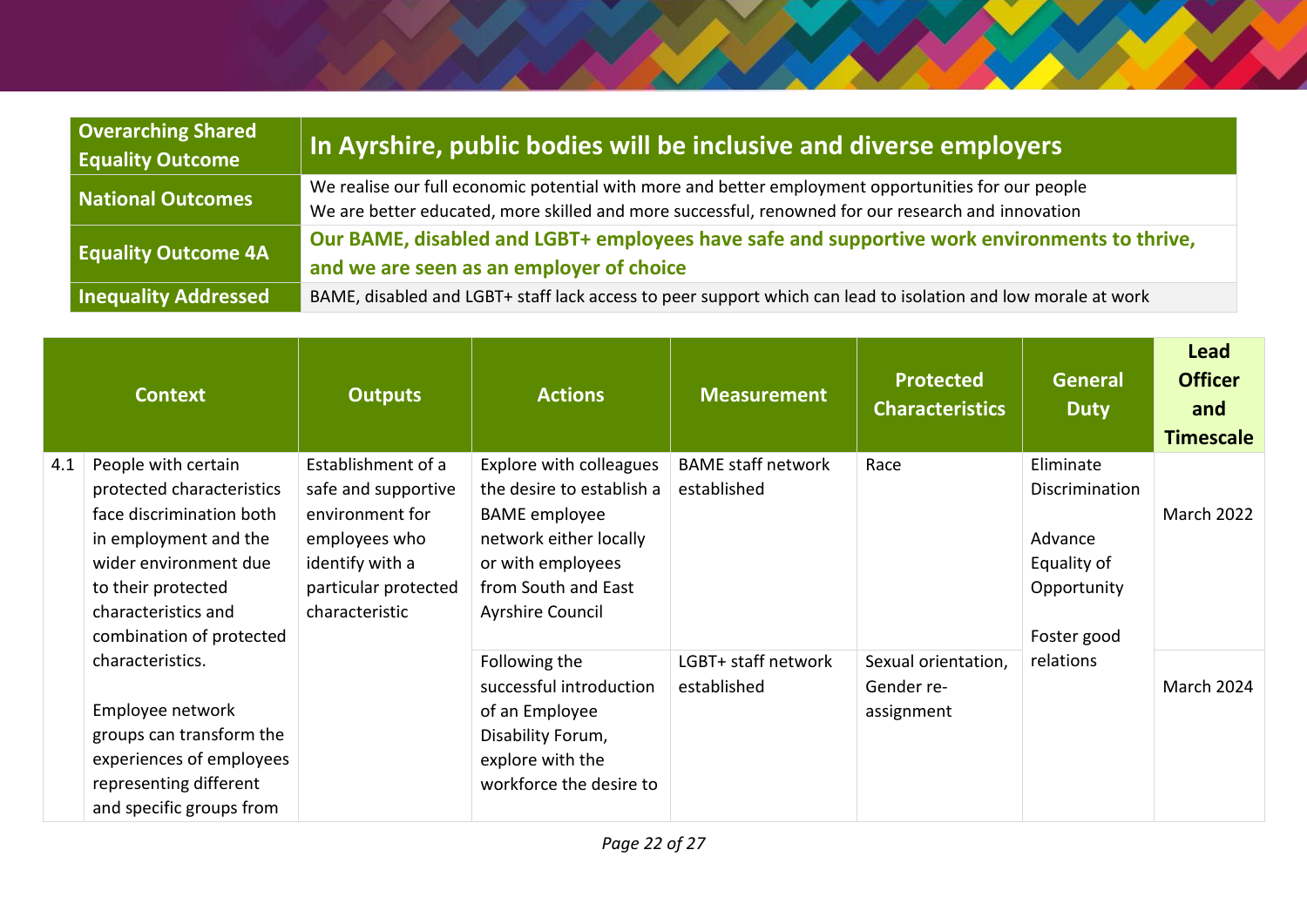| Overarching Shared Equality Outcome | In Ayrshire, public bodies will be inclusive and diverse employers |
|---|---|
| National Outcomes | We realise our full economic potential with more and better employment opportunities for our people<br>We are better educated, more skilled and more successful, renowned for our research and innovation |
| Equality Outcome 4A | **Our BAME, disabled and LGBT+ employees have safe and supportive work environments to thrive, and we are seen as an employer of choice** |
| Inequality Addressed | BAME, disabled and LGBT+ staff lack access to peer support which can lead to isolation and low morale at work |

| | Context | Outputs | Actions | Measurement | Protected Characteristics | General Duty | Lead Officer and Timescale |
|---|---|---|---|---|---|---|---|
| 4.1 | People with certain protected characteristics face discrimination both in employment and the wider environment due to their protected characteristics and combination of protected characteristics.<br><br>Employee network groups can transform the experiences of employees representing different and specific groups from | Establishment of a safe and supportive environment for employees who identify with a particular protected characteristic | Explore with colleagues the desire to establish a BAME employee network either locally or with employees from South and East Ayrshire Council | BAME staff network established | Race | Eliminate Discrimination<br><br>Advance Equality of Opportunity<br><br>Foster good relations | March 2022 |
| | | | Following the successful introduction of an Employee Disability Forum, explore with the workforce the desire to | LGBT+ staff network established | Sexual orientation, Gender re-assignment | | March 2024 |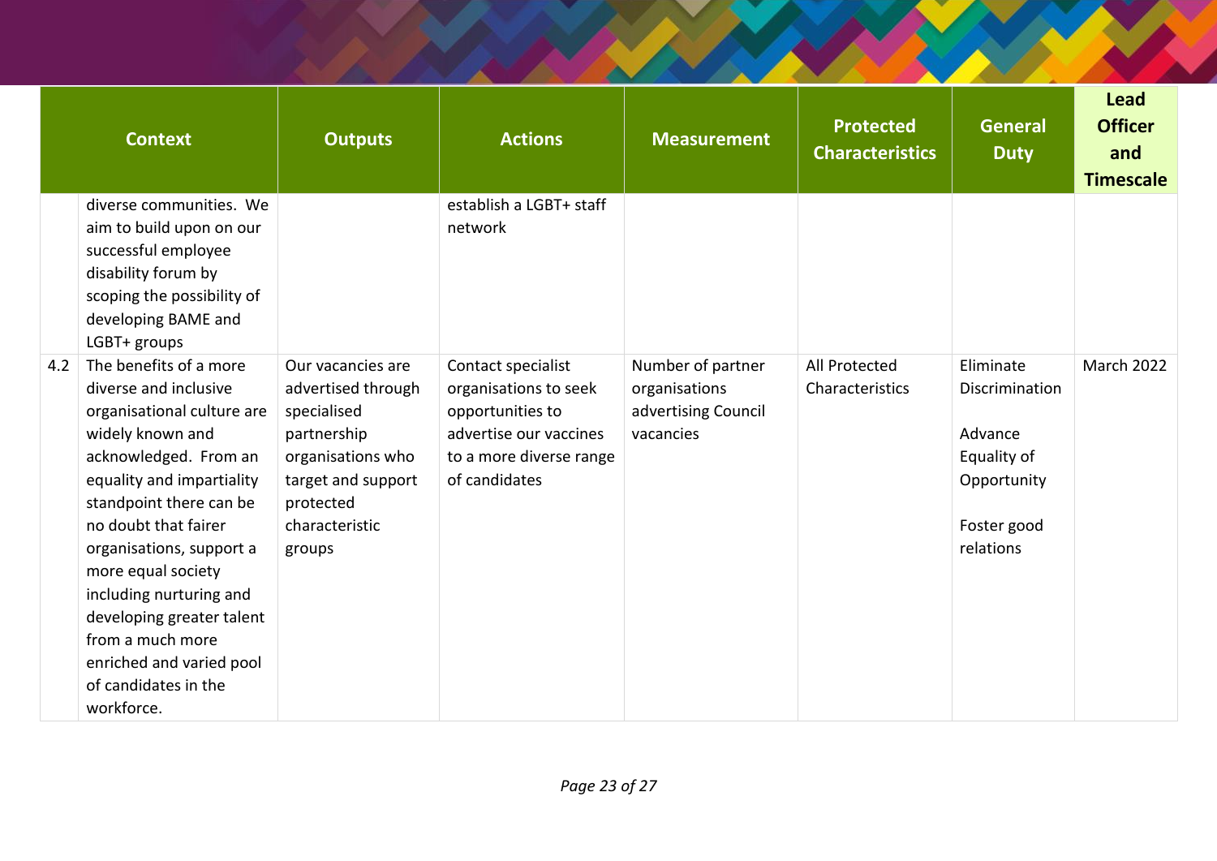| | Context | Outputs | Actions | Measurement | Protected Characteristics | General Duty | Lead Officer and Timescale |
|---|---|---|---|---|---|---|---|
| | diverse communities. We aim to build upon on our successful employee disability forum by scoping the possibility of developing BAME and LGBT+ groups | | establish a LGBT+ staff network | | | | |
| 4.2 | The benefits of a more diverse and inclusive organisational culture are widely known and acknowledged. From an equality and impartiality standpoint there can be no doubt that fairer organisations, support a more equal society including nurturing and developing greater talent from a much more enriched and varied pool of candidates in the workforce. | Our vacancies are advertised through specialised partnership organisations who target and support protected characteristic groups | Contact specialist organisations to seek opportunities to advertise our vaccines to a more diverse range of candidates | Number of partner organisations advertising Council vacancies | All Protected Characteristics | Eliminate Discrimination<br><br>Advance Equality of Opportunity<br><br>Foster good relations | March 2022 |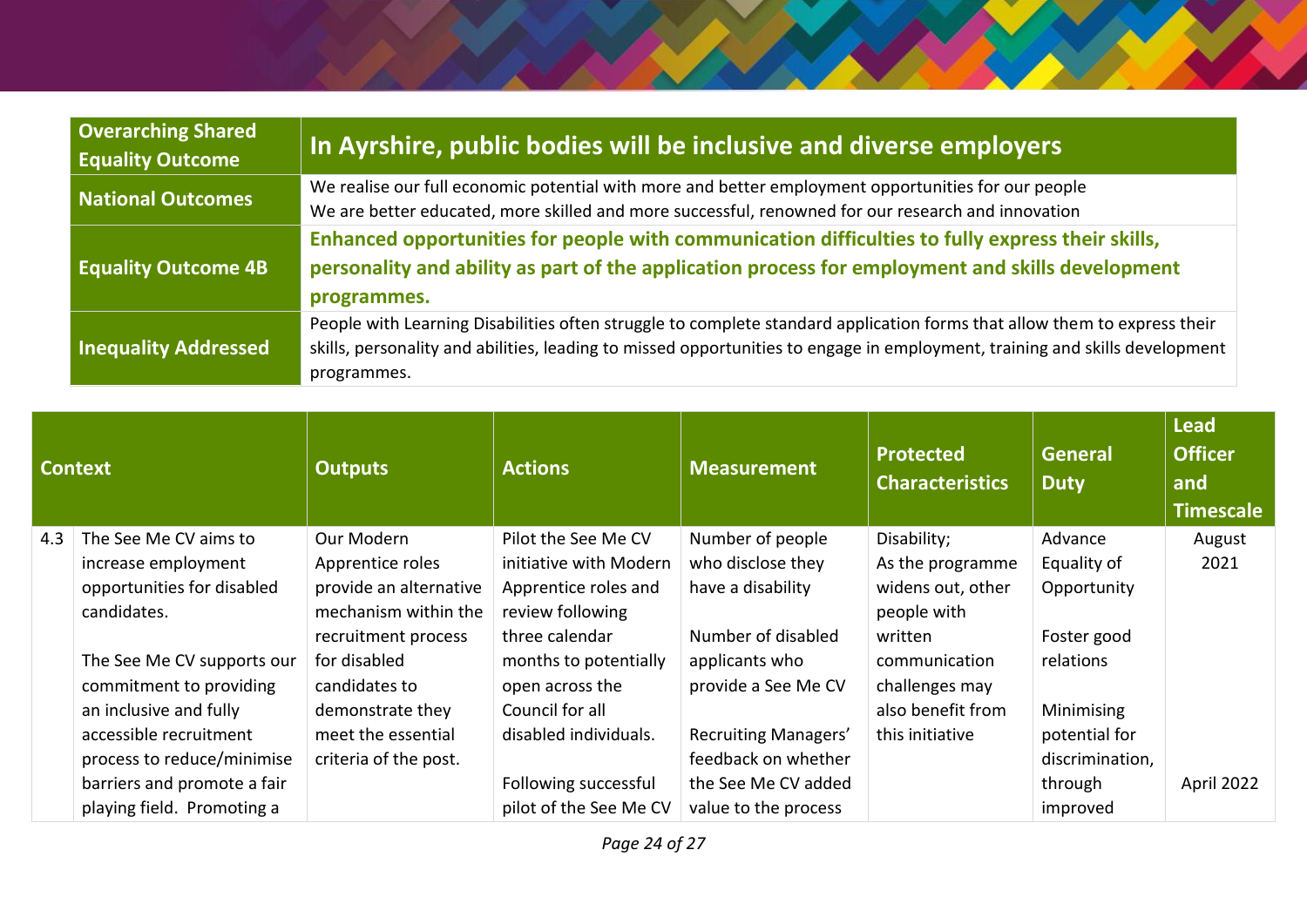| Overarching Shared Equality Outcome | In Ayrshire, public bodies will be inclusive and diverse employers |
|---|---|
| National Outcomes | We realise our full economic potential with more and better employment opportunities for our people<br>We are better educated, more skilled and more successful, renowned for our research and innovation |
| Equality Outcome 4B | **Enhanced opportunities for people with communication difficulties to fully express their skills, personality and ability as part of the application process for employment and skills development programmes.** |
| Inequality Addressed | People with Learning Disabilities often struggle to complete standard application forms that allow them to express their skills, personality and abilities, leading to missed opportunities to engage in employment, training and skills development programmes. |

| | Context | Outputs | Actions | Measurement | Protected Characteristics | General Duty | Lead Officer and Timescale |
|---|---|---|---|---|---|---|---|
| 4.3 | The See Me CV aims to increase employment opportunities for disabled candidates.<br><br>The See Me CV supports our commitment to providing an inclusive and fully accessible recruitment process to reduce/minimise barriers and promote a fair playing field. Promoting a | Our Modern Apprentice roles provide an alternative mechanism within the recruitment process for disabled candidates to demonstrate they meet the essential criteria of the post. | Pilot the See Me CV initiative with Modern Apprentice roles and review following three calendar months to potentially open across the Council for all disabled individuals.<br><br>Following successful pilot of the See Me CV | Number of people who disclose they have a disability<br><br>Number of disabled applicants who provide a See Me CV<br><br>Recruiting Managers' feedback on whether the See Me CV added value to the process | Disability;<br>As the programme widens out, other people with written communication challenges may also benefit from this initiative | Advance Equality of Opportunity<br><br>Foster good relations<br><br>Minimising potential for discrimination, through improved | August 2021<br><br>April 2022 |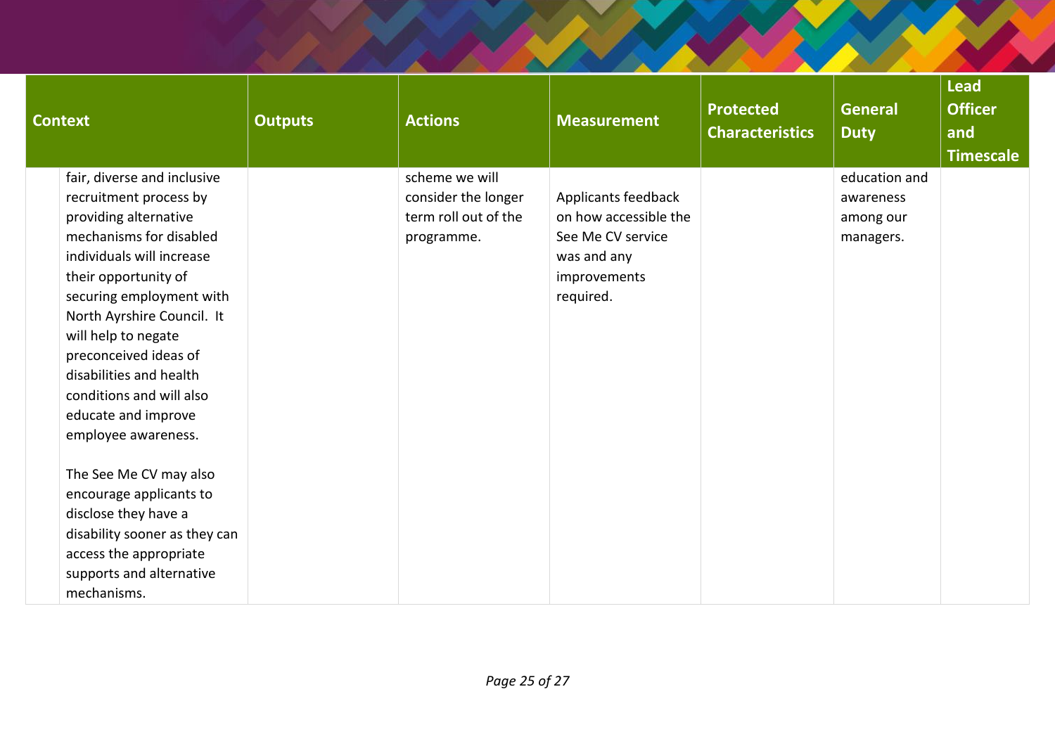| Context | Outputs | Actions | Measurement | Protected Characteristics | General Duty | Lead Officer and Timescale |
|---|---|---|---|---|---|---|
| fair, diverse and inclusive recruitment process by providing alternative mechanisms for disabled individuals will increase their opportunity of securing employment with North Ayrshire Council. It will help to negate preconceived ideas of disabilities and health conditions and will also educate and improve employee awareness.<br><br>The See Me CV may also encourage applicants to disclose they have a disability sooner as they can access the appropriate supports and alternative mechanisms. | | scheme we will consider the longer term roll out of the programme. | Applicants feedback on how accessible the See Me CV service was and any improvements required. | | education and awareness among our managers. | |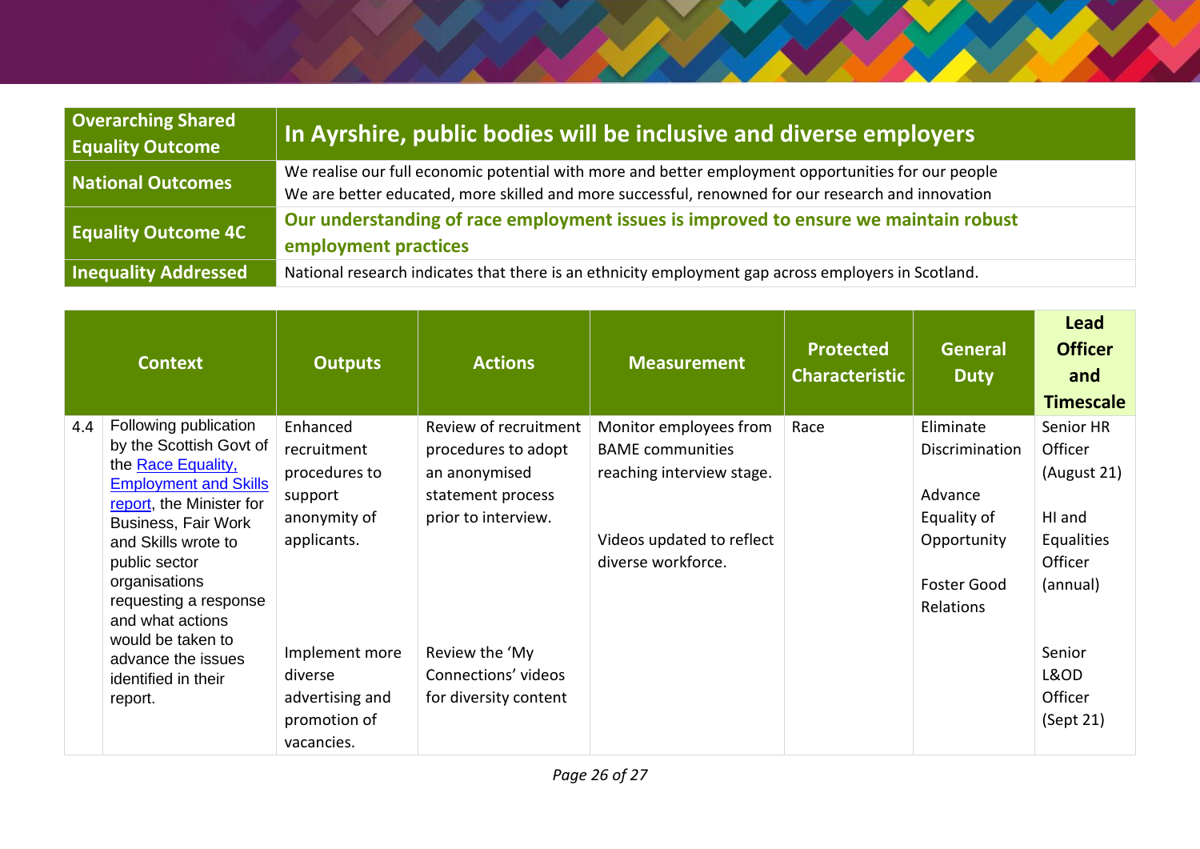| Overarching Shared Equality Outcome | In Ayrshire, public bodies will be inclusive and diverse employers |
|---|---|
| National Outcomes | We realise our full economic potential with more and better employment opportunities for our people<br>We are better educated, more skilled and more successful, renowned for our research and innovation |
| Equality Outcome 4C | Our understanding of race employment issues is improved to ensure we maintain robust employment practices |
| Inequality Addressed | National research indicates that there is an ethnicity employment gap across employers in Scotland. |

| | Context | Outputs | Actions | Measurement | Protected Characteristic | General Duty | Lead Officer and Timescale |
|---|---|---|---|---|---|---|---|
| 4.4 | Following publication by the Scottish Govt of the Race Equality, Employment and Skills report, the Minister for Business, Fair Work and Skills wrote to public sector organisations requesting a response and what actions would be taken to advance the issues identified in their report. | Enhanced recruitment procedures to support anonymity of applicants.<br><br>Implement more diverse advertising and promotion of vacancies. | Review of recruitment procedures to adopt an anonymised statement process prior to interview.<br><br>Review the 'My Connections' videos for diversity content | Monitor employees from BAME communities reaching interview stage.<br><br>Videos updated to reflect diverse workforce. | Race | Eliminate Discrimination<br><br>Advance Equality of Opportunity<br><br>Foster Good Relations | Senior HR Officer (August 21)<br><br>HI and Equalities Officer (annual)<br><br>Senior L&OD Officer (Sept 21) |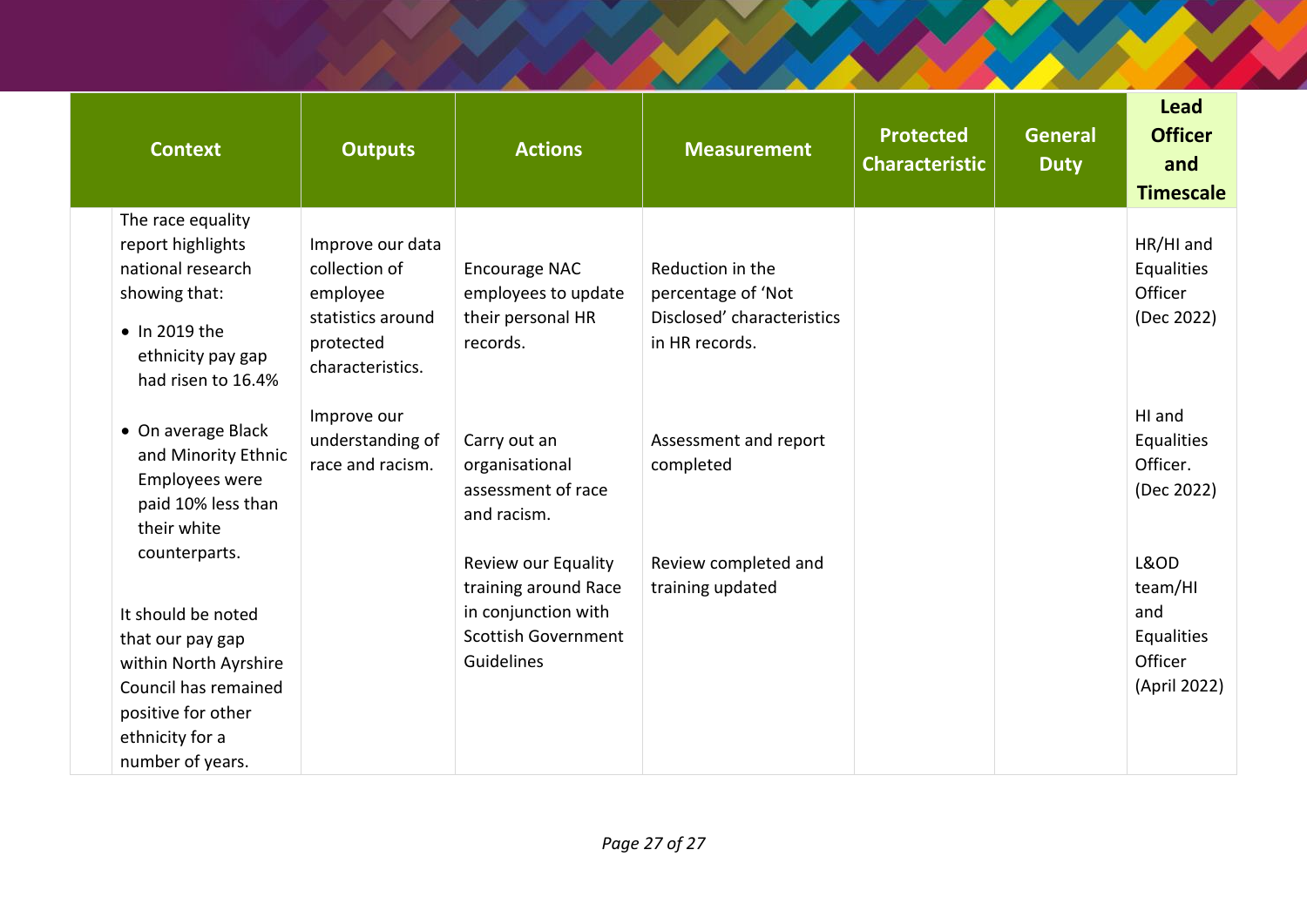| Context | Outputs | Actions | Measurement | Protected Characteristic | General Duty | Lead Officer and Timescale |
|---|---|---|---|---|---|---|
| The race equality report highlights national research showing that:<br>• In 2019 the ethnicity pay gap had risen to 16.4%<br>• On average Black and Minority Ethnic Employees were paid 10% less than their white counterparts.<br><br>It should be noted that our pay gap within North Ayrshire Council has remained positive for other ethnicity for a number of years. | Improve our data collection of employee statistics around protected characteristics. | Encourage NAC employees to update their personal HR records. | Reduction in the percentage of 'Not Disclosed' characteristics in HR records. | | | HR/HI and Equalities Officer (Dec 2022) |
| | Improve our understanding of race and racism. | Carry out an organisational assessment of race and racism. | Assessment and report completed | | | HI and Equalities Officer. (Dec 2022) |
| | | Review our Equality training around Race in conjunction with Scottish Government Guidelines | Review completed and training updated | | | L&OD team/HI and Equalities Officer (April 2022) |